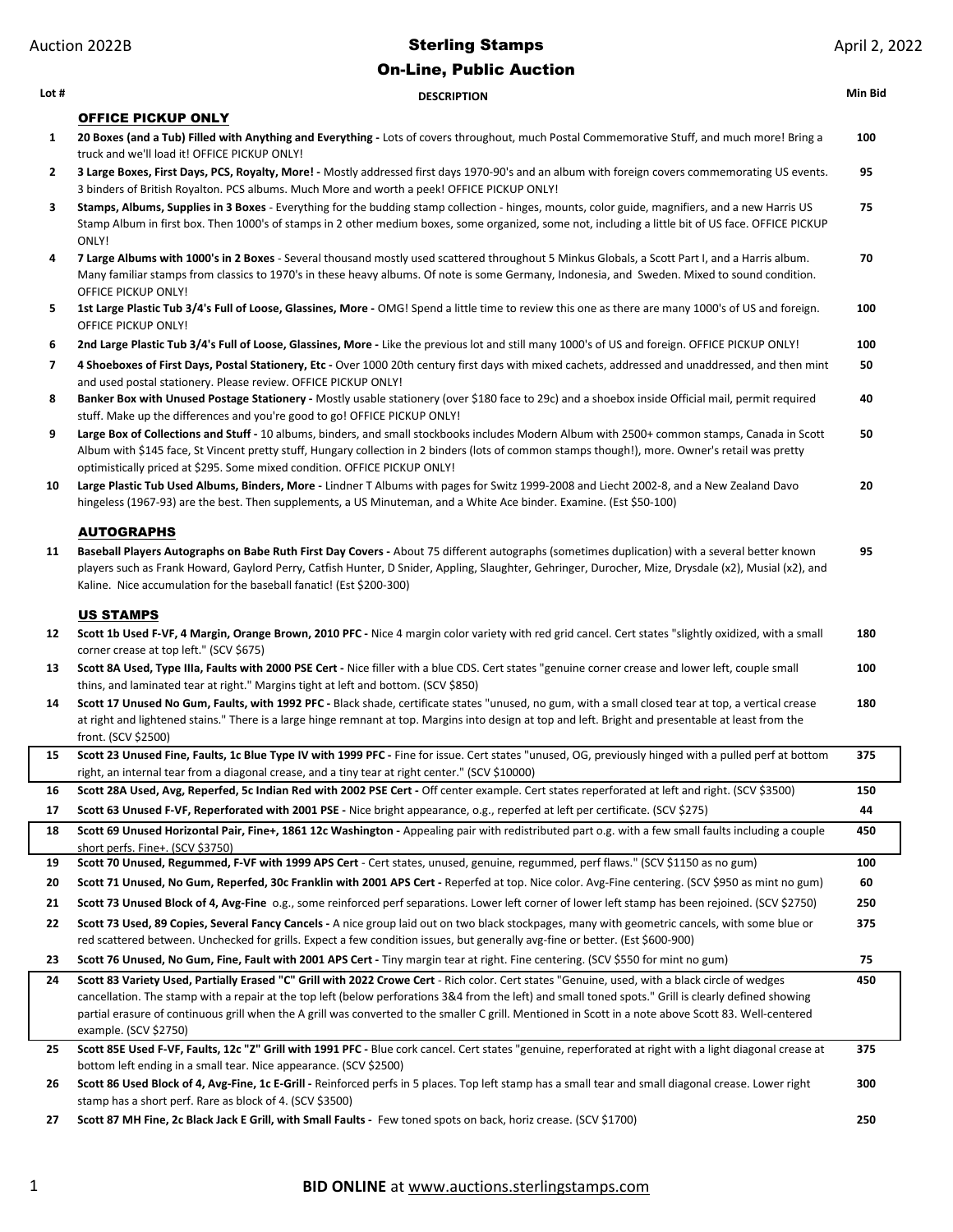# Sterling Stamps

## On-Line, Public Auction

Auction 2022B — April 2, 2022

| Lot # | DESCRIPTION | Min Bid |
|---|---|---|
| | **OFFICE PICKUP ONLY** | |
| 1 | **20 Boxes (and a Tub) Filled with Anything and Everything -** Lots of covers throughout, much Postal Commemorative Stuff, and much more! Bring a truck and we'll load it! OFFICE PICKUP ONLY! | 100 |
| 2 | **3 Large Boxes, First Days, PCS, Royalty, More! -** Mostly addressed first days 1970-90's and an album with foreign covers commemorating US events. 3 binders of British Royalton. PCS albums. Much More and worth a peek! OFFICE PICKUP ONLY! | 95 |
| 3 | **Stamps, Albums, Supplies in 3 Boxes** - Everything for the budding stamp collection - hinges, mounts, color guide, magnifiers, and a new Harris US Stamp Album in first box. Then 1000's of stamps in 2 other medium boxes, some organized, some not, including a little bit of US face. OFFICE PICKUP ONLY! | 75 |
| 4 | **7 Large Albums with 1000's in 2 Boxes** - Several thousand mostly used scattered throughout 5 Minkus Globals, a Scott Part I, and a Harris album. Many familiar stamps from classics to 1970's in these heavy albums. Of note is some Germany, Indonesia, and Sweden. Mixed to sound condition. OFFICE PICKUP ONLY! | 70 |
| 5 | **1st Large Plastic Tub 3/4's Full of Loose, Glassines, More -** OMG! Spend a little time to review this one as there are many 1000's of US and foreign. OFFICE PICKUP ONLY! | 100 |
| 6 | **2nd Large Plastic Tub 3/4's Full of Loose, Glassines, More -** Like the previous lot and still many 1000's of US and foreign. OFFICE PICKUP ONLY! | 100 |
| 7 | **4 Shoeboxes of First Days, Postal Stationery, Etc -** Over 1000 20th century first days with mixed cachets, addressed and unaddressed, and then mint and used postal stationery. Please review. OFFICE PICKUP ONLY! | 50 |
| 8 | **Banker Box with Unused Postage Stationery -** Mostly usable stationery (over $180 face to 29c) and a shoebox inside Official mail, permit required stuff. Make up the differences and you're good to go! OFFICE PICKUP ONLY! | 40 |
| 9 | **Large Box of Collections and Stuff -** 10 albums, binders, and small stockbooks includes Modern Album with 2500+ common stamps, Canada in Scott Album with $145 face, St Vincent pretty stuff, Hungary collection in 2 binders (lots of common stamps though!), more. Owner's retail was pretty optimistically priced at $295. Some mixed condition. OFFICE PICKUP ONLY! | 50 |
| 10 | **Large Plastic Tub Used Albums, Binders, More -** Lindner T Albums with pages for Switz 1999-2008 and Liecht 2002-8, and a New Zealand Davo hingeless (1967-93) are the best. Then supplements, a US Minuteman, and a White Ace binder. Examine. (Est $50-100) | 20 |
| | **AUTOGRAPHS** | |
| 11 | **Baseball Players Autographs on Babe Ruth First Day Covers -** About 75 different autographs (sometimes duplication) with a several better known players such as Frank Howard, Gaylord Perry, Catfish Hunter, D Snider, Appling, Slaughter, Gehringer, Durocher, Mize, Drysdale (x2), Musial (x2), and Kaline. Nice accumulation for the baseball fanatic! (Est $200-300) | 95 |
| | **US STAMPS** | |
| 12 | **Scott 1b Used F-VF, 4 Margin, Orange Brown, 2010 PFC -** Nice 4 margin color variety with red grid cancel. Cert states "slightly oxidized, with a small corner crease at top left." (SCV $675) | 180 |
| 13 | **Scott 8A Used, Type IIIa, Faults with 2000 PSE Cert -** Nice filler with a blue CDS. Cert states "genuine corner crease and lower left, couple small thins, and laminated tear at right." Margins tight at left and bottom. (SCV $850) | 100 |
| 14 | **Scott 17 Unused No Gum, Faults, with 1992 PFC -** Black shade, certificate states "unused, no gum, with a small closed tear at top, a vertical crease at right and lightened stains." There is a large hinge remnant at top. Margins into design at top and left. Bright and presentable at least from the front. (SCV $2500) | 180 |
| 15 | **Scott 23 Unused Fine, Faults, 1c Blue Type IV with 1999 PFC -** Fine for issue. Cert states "unused, OG, previously hinged with a pulled perf at bottom right, an internal tear from a diagonal crease, and a tiny tear at right center." (SCV $10000) | 375 |
| 16 | **Scott 28A Used, Avg, Reperfed, 5c Indian Red with 2002 PSE Cert -** Off center example. Cert states reperforated at left and right. (SCV $3500) | 150 |
| 17 | **Scott 63 Unused F-VF, Reperforated with 2001 PSE -** Nice bright appearance, o.g., reperfed at left per certificate. (SCV $275) | 44 |
| 18 | **Scott 69 Unused Horizontal Pair, Fine+, 1861 12c Washington -** Appealing pair with redistributed part o.g. with a few small faults including a couple short perfs. Fine+. (SCV $3750) | 450 |
| 19 | **Scott 70 Unused, Regummed, F-VF with 1999 APS Cert** - Cert states, unused, genuine, regummed, perf flaws." (SCV $1150 as no gum) | 100 |
| 20 | **Scott 71 Unused, No Gum, Reperfed, 30c Franklin with 2001 APS Cert -** Reperfed at top. Nice color. Avg-Fine centering. (SCV $950 as mint no gum) | 60 |
| 21 | **Scott 73 Unused Block of 4, Avg-Fine** o.g., some reinforced perf separations. Lower left corner of lower left stamp has been rejoined. (SCV $2750) | 250 |
| 22 | **Scott 73 Used, 89 Copies, Several Fancy Cancels -** A nice group laid out on two black stockpages, many with geometric cancels, with some blue or red scattered between. Unchecked for grills. Expect a few condition issues, but generally avg-fine or better. (Est $600-900) | 375 |
| 23 | **Scott 76 Unused, No Gum, Fine, Fault with 2001 APS Cert -** Tiny margin tear at right. Fine centering. (SCV $550 for mint no gum) | 75 |
| 24 | **Scott 83 Variety Used, Partially Erased "C" Grill with 2022 Crowe Cert** - Rich color. Cert states "Genuine, used, with a black circle of wedges cancellation. The stamp with a repair at the top left (below perforations 3&4 from the left) and small toned spots." Grill is clearly defined showing partial erasure of continuous grill when the A grill was converted to the smaller C grill. Mentioned in Scott in a note above Scott 83. Well-centered example. (SCV $2750) | 450 |
| 25 | **Scott 85E Used F-VF, Faults, 12c "Z" Grill with 1991 PFC -** Blue cork cancel. Cert states "genuine, reperforated at right with a light diagonal crease at bottom left ending in a small tear. Nice appearance. (SCV $2500) | 375 |
| 26 | **Scott 86 Used Block of 4, Avg-Fine, 1c E-Grill -** Reinforced perfs in 5 places. Top left stamp has a small tear and small diagonal crease. Lower right stamp has a short perf. Rare as block of 4. (SCV $3500) | 300 |
| 27 | **Scott 87 MH Fine, 2c Black Jack E Grill, with Small Faults -** Few toned spots on back, horiz crease. (SCV $1700) | 250 |

**BID ONLINE** at www.auctions.sterlingstamps.com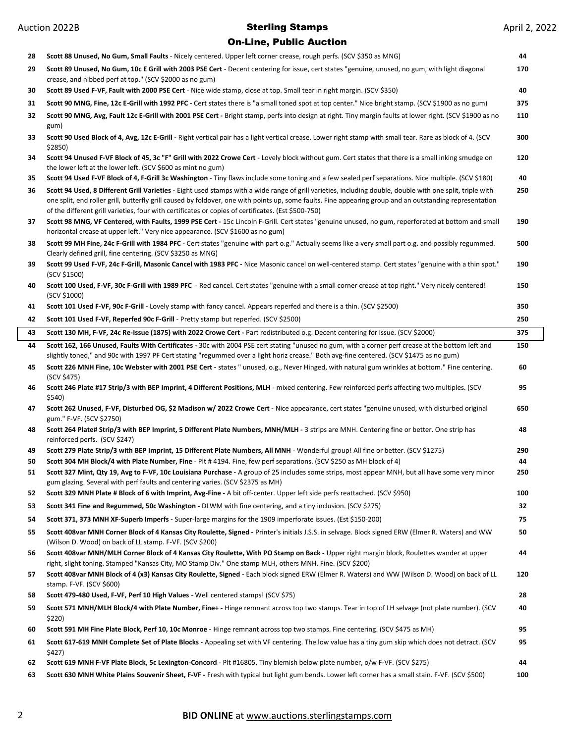| Lot | Description | Price |
|---|---|---|
| 28 | **Scott 88 Unused, No Gum, Small Faults** - Nicely centered. Upper left corner crease, rough perfs. (SCV $350 as MNG) | 44 |
| 29 | **Scott 89 Unused, No Gum, 10c E Grill with 2003 PSE Cert** - Decent centering for issue, cert states "genuine, unused, no gum, with light diagonal crease, and nibbed perf at top." (SCV $2000 as no gum) | 170 |
| 30 | **Scott 89 Used F-VF, Fault with 2000 PSE Cert** - Nice wide stamp, close at top. Small tear in right margin. (SCV $350) | 40 |
| 31 | **Scott 90 MNG, Fine, 12c E-Grill with 1992 PFC -** Cert states there is "a small toned spot at top center." Nice bright stamp. (SCV $1900 as no gum) | 375 |
| 32 | **Scott 90 MNG, Avg, Fault 12c E-Grill with 2001 PSE Cert -** Bright stamp, perfs into design at right. Tiny margin faults at lower right. (SCV $1900 as no gum) | 110 |
| 33 | **Scott 90 Used Block of 4, Avg, 12c E-Grill -** Right vertical pair has a light vertical crease. Lower right stamp with small tear. Rare as block of 4. (SCV $2850) | 300 |
| 34 | **Scott 94 Unused F-VF Block of 45, 3c "F" Grill with 2022 Crowe Cert** - Lovely block without gum. Cert states that there is a small inking smudge on the lower left at the lower left. (SCV $600 as mint no gum) | 120 |
| 35 | **Scott 94 Used F-VF Block of 4, F-Grill 3c Washington** - Tiny flaws include some toning and a few sealed perf separations. Nice multiple. (SCV $180) | 40 |
| 36 | **Scott 94 Used, 8 Different Grill Varieties -** Eight used stamps with a wide range of grill varieties, including double, double with one split, triple with one split, end roller grill, butterfly grill caused by foldover, one with points up, some faults. Fine appearing group and an outstanding representation of the different grill varieties, four with certificates or copies of certificates. (Est $500-750) | 250 |
| 37 | **Scott 98 MNG, VF Centered, with Faults, 1999 PSE Cert -** 15c Lincoln F-Grill. Cert states "genuine unused, no gum, reperforated at bottom and small horizontal crease at upper left." Very nice appearance. (SCV $1600 as no gum) | 190 |
| 38 | **Scott 99 MH Fine, 24c F-Grill with 1984 PFC -** Cert states "genuine with part o.g." Actually seems like a very small part o.g. and possibly regummed. Clearly defined grill, fine centering. (SCV $3250 as MNG) | 500 |
| 39 | **Scott 99 Used F-VF, 24c F-Grill, Masonic Cancel with 1983 PFC -** Nice Masonic cancel on well-centered stamp. Cert states "genuine with a thin spot." (SCV $1500) | 190 |
| 40 | **Scott 100 Used, F-VF, 30c F-Grill with 1989 PFC** - Red cancel. Cert states "genuine with a small corner crease at top right." Very nicely centered! (SCV $1000) | 150 |
| 41 | **Scott 101 Used F-VF, 90c F-Grill -** Lovely stamp with fancy cancel. Appears reperfed and there is a thin. (SCV $2500) | 350 |
| 42 | **Scott 101 Used F-VF, Reperfed 90c F-Grill** - Pretty stamp but reperfed. (SCV $2500) | 250 |
| 43 | **Scott 130 MH, F-VF, 24c Re-Issue (1875) with 2022 Crowe Cert -** Part redistributed o.g. Decent centering for issue. (SCV $2000) | 375 |
| 44 | **Scott 162, 166 Unused, Faults With Certificates -** 30c with 2004 PSE cert stating "unused no gum, with a corner perf crease at the bottom left and slightly toned," and 90c with 1997 PF Cert stating "regummed over a light horiz crease." Both avg-fine centered. (SCV $1475 as no gum) | 150 |
| 45 | **Scott 226 MNH Fine, 10c Webster with 2001 PSE Cert -** states " unused, o.g., Never Hinged, with natural gum wrinkles at bottom." Fine centering. (SCV $475) | 60 |
| 46 | **Scott 246 Plate #17 Strip/3 with BEP Imprint, 4 Different Positions, MLH** - mixed centering. Few reinforced perfs affecting two multiples. (SCV $540) | 95 |
| 47 | **Scott 262 Unused, F-VF, Disturbed OG, $2 Madison w/ 2022 Crowe Cert -** Nice appearance, cert states "genuine unused, with disturbed original gum." F-VF. (SCV $2750) | 650 |
| 48 | **Scott 264 Plate# Strip/3 with BEP Imprint, 5 Different Plate Numbers, MNH/MLH -** 3 strips are MNH. Centering fine or better. One strip has reinforced perfs. (SCV $247) | 48 |
| 49 | **Scott 279 Plate Strip/3 with BEP Imprint, 15 Different Plate Numbers, All MNH** - Wonderful group! All fine or better. (SCV $1275) | 290 |
| 50 | **Scott 304 MH Block/4 with Plate Number, Fine** - Plt # 4194. Fine, few perf separations. (SCV $250 as MH block of 4) | 44 |
| 51 | **Scott 327 Mint, Qty 19, Avg to F-VF, 10c Louisiana Purchase -** A group of 25 includes some strips, most appear MNH, but all have some very minor gum glazing. Several with perf faults and centering varies. (SCV $2375 as MH) | 250 |
| 52 | **Scott 329 MNH Plate # Block of 6 with Imprint, Avg-Fine -** A bit off-center. Upper left side perfs reattached. (SCV $950) | 100 |
| 53 | **Scott 341 Fine and Regummed, 50c Washington -** DLWM with fine centering, and a tiny inclusion. (SCV $275) | 32 |
| 54 | **Scott 371, 373 MNH XF-Superb Imperfs -** Super-large margins for the 1909 imperforate issues. (Est $150-200) | 75 |
| 55 | **Scott 408var MNH Corner Block of 4 Kansas City Roulette, Signed -** Printer's initials J.S.S. in selvage. Block signed ERW (Elmer R. Waters) and WW (Wilson D. Wood) on back of LL stamp. F-VF. (SCV $200) | 50 |
| 56 | **Scott 408var MNH/MLH Corner Block of 4 Kansas City Roulette, With PO Stamp on Back -** Upper right margin block, Roulettes wander at upper right, slight toning. Stamped "Kansas City, MO Stamp Div." One stamp MLH, others MNH. Fine. (SCV $200) | 44 |
| 57 | **Scott 408var MNH Block of 4 (x3) Kansas City Roulette, Signed -** Each block signed ERW (Elmer R. Waters) and WW (Wilson D. Wood) on back of LL stamp. F-VF. (SCV $600) | 120 |
| 58 | **Scott 479-480 Used, F-VF, Perf 10 High Values** - Well centered stamps! (SCV $75) | 28 |
| 59 | **Scott 571 MNH/MLH Block/4 with Plate Number, Fine+ -** Hinge remnant across top two stamps. Tear in top of LH selvage (not plate number). (SCV $220) | 40 |
| 60 | **Scott 591 MH Fine Plate Block, Perf 10, 10c Monroe -** Hinge remnant across top two stamps. Fine centering. (SCV $475 as MH) | 95 |
| 61 | **Scott 617-619 MNH Complete Set of Plate Blocks -** Appealing set with VF centering. The low value has a tiny gum skip which does not detract. (SCV $427) | 95 |
| 62 | **Scott 619 MNH F-VF Plate Block, 5c Lexington-Concord** - Plt #16805. Tiny blemish below plate number, o/w F-VF. (SCV $275) | 44 |
| 63 | **Scott 630 MNH White Plains Souvenir Sheet, F-VF -** Fresh with typical but light gum bends. Lower left corner has a small stain. F-VF. (SCV $500) | 100 |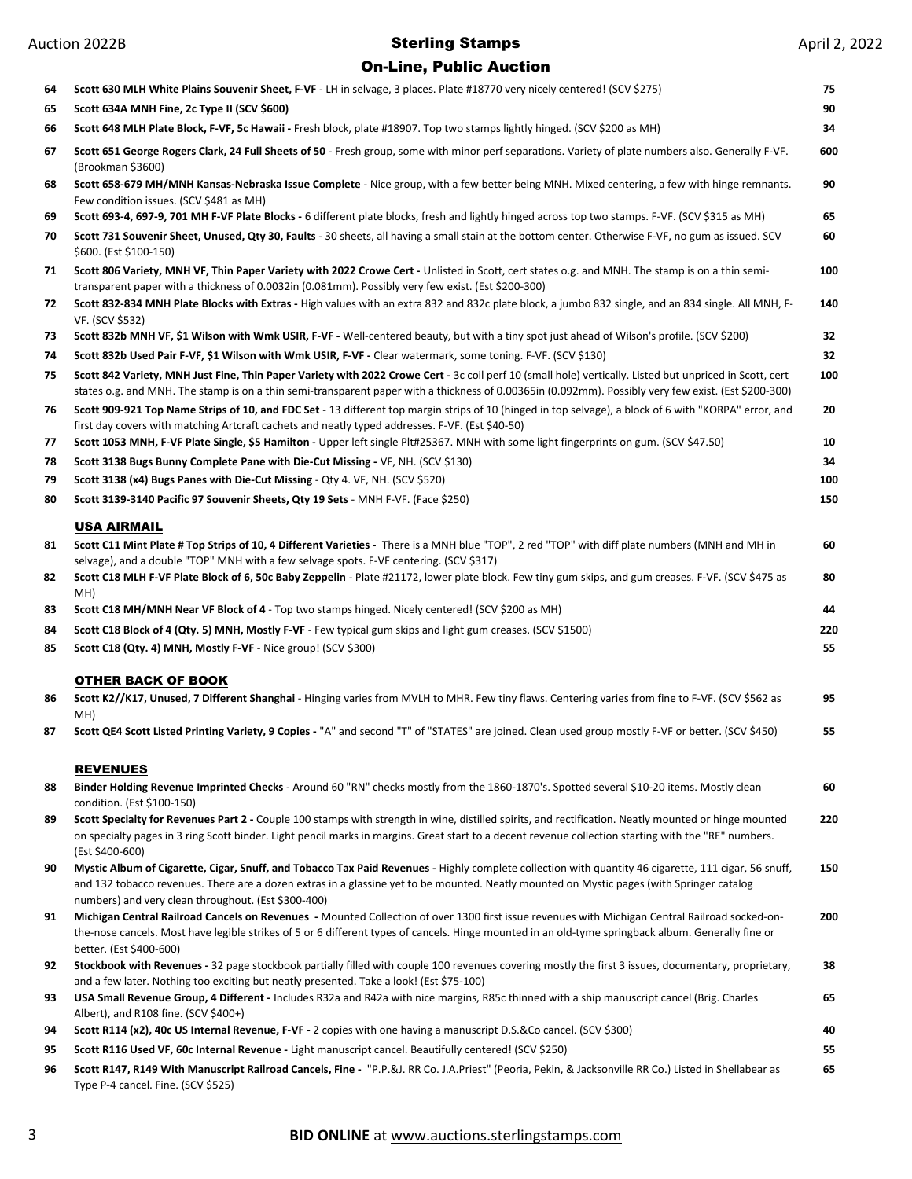| Lot | Description | Opening |
|---|---|---|
| 64 | **Scott 630 MLH White Plains Souvenir Sheet, F-VF** - LH in selvage, 3 places. Plate #18770 very nicely centered! (SCV $275) | 75 |
| 65 | **Scott 634A MNH Fine, 2c Type II (SCV $600)** | 90 |
| 66 | **Scott 648 MLH Plate Block, F-VF, 5c Hawaii -** Fresh block, plate #18907. Top two stamps lightly hinged. (SCV $200 as MH) | 34 |
| 67 | **Scott 651 George Rogers Clark, 24 Full Sheets of 50** - Fresh group, some with minor perf separations. Variety of plate numbers also. Generally F-VF. (Brookman $3600) | 600 |
| 68 | **Scott 658-679 MH/MNH Kansas-Nebraska Issue Complete** - Nice group, with a few better being MNH. Mixed centering, a few with hinge remnants. Few condition issues. (SCV $481 as MH) | 90 |
| 69 | **Scott 693-4, 697-9, 701 MH F-VF Plate Blocks -** 6 different plate blocks, fresh and lightly hinged across top two stamps. F-VF. (SCV $315 as MH) | 65 |
| 70 | **Scott 731 Souvenir Sheet, Unused, Qty 30, Faults** - 30 sheets, all having a small stain at the bottom center. Otherwise F-VF, no gum as issued. SCV $600. (Est $100-150) | 60 |
| 71 | **Scott 806 Variety, MNH VF, Thin Paper Variety with 2022 Crowe Cert -** Unlisted in Scott, cert states o.g. and MNH. The stamp is on a thin semi-transparent paper with a thickness of 0.0032in (0.081mm). Possibly very few exist. (Est $200-300) | 100 |
| 72 | **Scott 832-834 MNH Plate Blocks with Extras -** High values with an extra 832 and 832c plate block, a jumbo 832 single, and an 834 single. All MNH, F-VF. (SCV $532) | 140 |
| 73 | **Scott 832b MNH VF, $1 Wilson with Wmk USIR, F-VF -** Well-centered beauty, but with a tiny spot just ahead of Wilson's profile. (SCV $200) | 32 |
| 74 | **Scott 832b Used Pair F-VF, $1 Wilson with Wmk USIR, F-VF -** Clear watermark, some toning. F-VF. (SCV $130) | 32 |
| 75 | **Scott 842 Variety, MNH Just Fine, Thin Paper Variety with 2022 Crowe Cert -** 3c coil perf 10 (small hole) vertically. Listed but unpriced in Scott, cert states o.g. and MNH. The stamp is on a thin semi-transparent paper with a thickness of 0.00365in (0.092mm). Possibly very few exist. (Est $200-300) | 100 |
| 76 | **Scott 909-921 Top Name Strips of 10, and FDC Set** - 13 different top margin strips of 10 (hinged in top selvage), a block of 6 with "KORPA" error, and first day covers with matching Artcraft cachets and neatly typed addresses. F-VF. (Est $40-50) | 20 |
| 77 | **Scott 1053 MNH, F-VF Plate Single, $5 Hamilton -** Upper left single Plt#25367. MNH with some light fingerprints on gum. (SCV $47.50) | 10 |
| 78 | **Scott 3138 Bugs Bunny Complete Pane with Die-Cut Missing -** VF, NH. (SCV $130) | 34 |
| 79 | **Scott 3138 (x4) Bugs Panes with Die-Cut Missing** - Qty 4. VF, NH. (SCV $520) | 100 |
| 80 | **Scott 3139-3140 Pacific 97 Souvenir Sheets, Qty 19 Sets** - MNH F-VF. (Face $250) | 150 |

## USA AIRMAIL

| Lot | Description | Opening |
|---|---|---|
| 81 | **Scott C11 Mint Plate # Top Strips of 10, 4 Different Varieties -** There is a MNH blue "TOP", 2 red "TOP" with diff plate numbers (MNH and MH in selvage), and a double "TOP" MNH with a few selvage spots. F-VF centering. (SCV $317) | 60 |
| 82 | **Scott C18 MLH F-VF Plate Block of 6, 50c Baby Zeppelin** - Plate #21172, lower plate block. Few tiny gum skips, and gum creases. F-VF. (SCV $475 as MH) | 80 |
| 83 | **Scott C18 MH/MNH Near VF Block of 4** - Top two stamps hinged. Nicely centered! (SCV $200 as MH) | 44 |
| 84 | **Scott C18 Block of 4 (Qty. 5) MNH, Mostly F-VF** - Few typical gum skips and light gum creases. (SCV $1500) | 220 |
| 85 | **Scott C18 (Qty. 4) MNH, Mostly F-VF** - Nice group! (SCV $300) | 55 |

## OTHER BACK OF BOOK

| Lot | Description | Opening |
|---|---|---|
| 86 | **Scott K2//K17, Unused, 7 Different Shanghai** - Hinging varies from MVLH to MHR. Few tiny flaws. Centering varies from fine to F-VF. (SCV $562 as MH) | 95 |
| 87 | **Scott QE4 Scott Listed Printing Variety, 9 Copies -** "A" and second "T" of "STATES" are joined. Clean used group mostly F-VF or better. (SCV $450) | 55 |

## REVENUES

| Lot | Description | Opening |
|---|---|---|
| 88 | **Binder Holding Revenue Imprinted Checks** - Around 60 "RN" checks mostly from the 1860-1870's. Spotted several $10-20 items. Mostly clean condition. (Est $100-150) | 60 |
| 89 | **Scott Specialty for Revenues Part 2 -** Couple 100 stamps with strength in wine, distilled spirits, and rectification. Neatly mounted or hinge mounted on specialty pages in 3 ring Scott binder. Light pencil marks in margins. Great start to a decent revenue collection starting with the "RE" numbers. (Est $400-600) | 220 |
| 90 | **Mystic Album of Cigarette, Cigar, Snuff, and Tobacco Tax Paid Revenues -** Highly complete collection with quantity 46 cigarette, 111 cigar, 56 snuff, and 132 tobacco revenues. There are a dozen extras in a glassine yet to be mounted. Neatly mounted on Mystic pages (with Springer catalog numbers) and very clean throughout. (Est $300-400) | 150 |
| 91 | **Michigan Central Railroad Cancels on Revenues -** Mounted Collection of over 1300 first issue revenues with Michigan Central Railroad socked-on-the-nose cancels. Most have legible strikes of 5 or 6 different types of cancels. Hinge mounted in an old-tyme springback album. Generally fine or better. (Est $400-600) | 200 |
| 92 | **Stockbook with Revenues -** 32 page stockbook partially filled with couple 100 revenues covering mostly the first 3 issues, documentary, proprietary, and a few later. Nothing too exciting but neatly presented. Take a look! (Est $75-100) | 38 |
| 93 | **USA Small Revenue Group, 4 Different -** Includes R32a and R42a with nice margins, R85c thinned with a ship manuscript cancel (Brig. Charles Albert), and R108 fine. (SCV $400+) | 65 |
| 94 | **Scott R114 (x2), 40c US Internal Revenue, F-VF -** 2 copies with one having a manuscript D.S.&Co cancel. (SCV $300) | 40 |
| 95 | **Scott R116 Used VF, 60c Internal Revenue -** Light manuscript cancel. Beautifully centered! (SCV $250) | 55 |
| 96 | **Scott R147, R149 With Manuscript Railroad Cancels, Fine -** "P.P.&J. RR Co. J.A.Priest" (Peoria, Pekin, & Jacksonville RR Co.) Listed in Shellabear as Type P-4 cancel. Fine. (SCV $525) | 65 |

**BID ONLINE** at www.auctions.sterlingstamps.com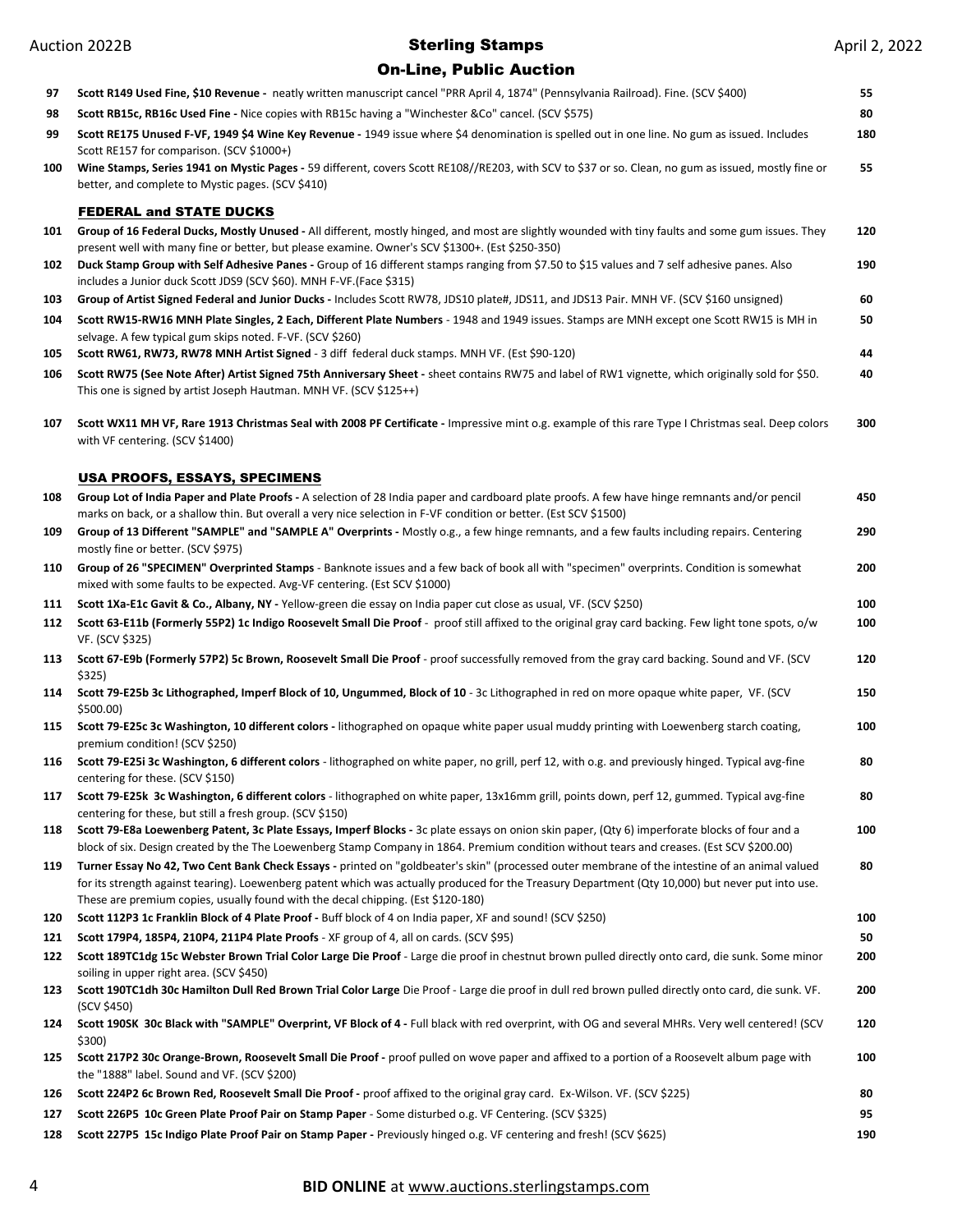| Lot | Description | Bid |
|---|---|---|
| 97 | **Scott R149 Used Fine, $10 Revenue -** neatly written manuscript cancel "PRR April 4, 1874" (Pennsylvania Railroad). Fine. (SCV $400) | 55 |
| 98 | **Scott RB15c, RB16c Used Fine -** Nice copies with RB15c having a "Winchester &Co" cancel. (SCV $575) | 80 |
| 99 | **Scott RE175 Unused F-VF, 1949 $4 Wine Key Revenue -** 1949 issue where $4 denomination is spelled out in one line. No gum as issued. Includes Scott RE157 for comparison. (SCV $1000+) | 180 |
| 100 | **Wine Stamps, Series 1941 on Mystic Pages -** 59 different, covers Scott RE108//RE203, with SCV to $37 or so. Clean, no gum as issued, mostly fine or better, and complete to Mystic pages. (SCV $410) | 55 |

## FEDERAL and STATE DUCKS

| Lot | Description | Bid |
|---|---|---|
| 101 | **Group of 16 Federal Ducks, Mostly Unused -** All different, mostly hinged, and most are slightly wounded with tiny faults and some gum issues. They present well with many fine or better, but please examine. Owner's SCV $1300+. (Est $250-350) | 120 |
| 102 | **Duck Stamp Group with Self Adhesive Panes -** Group of 16 different stamps ranging from $7.50 to $15 values and 7 self adhesive panes. Also includes a Junior duck Scott JDS9 (SCV $60). MNH F-VF.(Face $315) | 190 |
| 103 | **Group of Artist Signed Federal and Junior Ducks -** Includes Scott RW78, JDS10 plate#, JDS11, and JDS13 Pair. MNH VF. (SCV $160 unsigned) | 60 |
| 104 | **Scott RW15-RW16 MNH Plate Singles, 2 Each, Different Plate Numbers** - 1948 and 1949 issues. Stamps are MNH except one Scott RW15 is MH in selvage. A few typical gum skips noted. F-VF. (SCV $260) | 50 |
| 105 | **Scott RW61, RW73, RW78 MNH Artist Signed** - 3 diff federal duck stamps. MNH VF. (Est $90-120) | 44 |
| 106 | **Scott RW75 (See Note After) Artist Signed 75th Anniversary Sheet -** sheet contains RW75 and label of RW1 vignette, which originally sold for $50. This one is signed by artist Joseph Hautman. MNH VF. (SCV $125++) | 40 |
| 107 | **Scott WX11 MH VF, Rare 1913 Christmas Seal with 2008 PF Certificate -** Impressive mint o.g. example of this rare Type I Christmas seal. Deep colors with VF centering. (SCV $1400) | 300 |

## USA PROOFS, ESSAYS, SPECIMENS

| Lot | Description | Bid |
|---|---|---|
| 108 | **Group Lot of India Paper and Plate Proofs -** A selection of 28 India paper and cardboard plate proofs. A few have hinge remnants and/or pencil marks on back, or a shallow thin. But overall a very nice selection in F-VF condition or better. (Est SCV $1500) | 450 |
| 109 | **Group of 13 Different "SAMPLE" and "SAMPLE A" Overprints -** Mostly o.g., a few hinge remnants, and a few faults including repairs. Centering mostly fine or better. (SCV $975) | 290 |
| 110 | **Group of 26 "SPECIMEN" Overprinted Stamps** - Banknote issues and a few back of book all with "specimen" overprints. Condition is somewhat mixed with some faults to be expected. Avg-VF centering. (Est SCV $1000) | 200 |
| 111 | **Scott 1Xa-E1c Gavit & Co., Albany, NY -** Yellow-green die essay on India paper cut close as usual, VF. (SCV $250) | 100 |
| 112 | **Scott 63-E11b (Formerly 55P2) 1c Indigo Roosevelt Small Die Proof** - proof still affixed to the original gray card backing. Few light tone spots, o/w VF. (SCV $325) | 100 |
| 113 | **Scott 67-E9b (Formerly 57P2) 5c Brown, Roosevelt Small Die Proof** - proof successfully removed from the gray card backing. Sound and VF. (SCV $325) | 120 |
| 114 | **Scott 79-E25b 3c Lithographed, Imperf Block of 10, Ungummed, Block of 10** - 3c Lithographed in red on more opaque white paper, VF. (SCV $500.00) | 150 |
| 115 | **Scott 79-E25c 3c Washington, 10 different colors -** lithographed on opaque white paper usual muddy printing with Loewenberg starch coating, premium condition! (SCV $250) | 100 |
| 116 | **Scott 79-E25i 3c Washington, 6 different colors** - lithographed on white paper, no grill, perf 12, with o.g. and previously hinged. Typical avg-fine centering for these. (SCV $150) | 80 |
| 117 | **Scott 79-E25k 3c Washington, 6 different colors** - lithographed on white paper, 13x16mm grill, points down, perf 12, gummed. Typical avg-fine centering for these, but still a fresh group. (SCV $150) | 80 |
| 118 | **Scott 79-E8a Loewenberg Patent, 3c Plate Essays, Imperf Blocks -** 3c plate essays on onion skin paper, (Qty 6) imperforate blocks of four and a block of six. Design created by the The Loewenberg Stamp Company in 1864. Premium condition without tears and creases. (Est SCV $200.00) | 100 |
| 119 | **Turner Essay No 42, Two Cent Bank Check Essays -** printed on "goldbeater's skin" (processed outer membrane of the intestine of an animal valued for its strength against tearing). Loewenberg patent which was actually produced for the Treasury Department (Qty 10,000) but never put into use. These are premium copies, usually found with the decal chipping. (Est $120-180) | 80 |
| 120 | **Scott 112P3 1c Franklin Block of 4 Plate Proof -** Buff block of 4 on India paper, XF and sound! (SCV $250) | 100 |
| 121 | **Scott 179P4, 185P4, 210P4, 211P4 Plate Proofs** - XF group of 4, all on cards. (SCV $95) | 50 |
| 122 | **Scott 189TC1dg 15c Webster Brown Trial Color Large Die Proof** - Large die proof in chestnut brown pulled directly onto card, die sunk. Some minor soiling in upper right area. (SCV $450) | 200 |
| 123 | **Scott 190TC1dh 30c Hamilton Dull Red Brown Trial Color Large** Die Proof - Large die proof in dull red brown pulled directly onto card, die sunk. VF. (SCV $450) | 200 |
| 124 | **Scott 190SK 30c Black with "SAMPLE" Overprint, VF Block of 4 -** Full black with red overprint, with OG and several MHRs. Very well centered! (SCV $300) | 120 |
| 125 | **Scott 217P2 30c Orange-Brown, Roosevelt Small Die Proof -** proof pulled on wove paper and affixed to a portion of a Roosevelt album page with the "1888" label. Sound and VF. (SCV $200) | 100 |
| 126 | **Scott 224P2 6c Brown Red, Roosevelt Small Die Proof -** proof affixed to the original gray card. Ex-Wilson. VF. (SCV $225) | 80 |
| 127 | **Scott 226P5 10c Green Plate Proof Pair on Stamp Paper** - Some disturbed o.g. VF Centering. (SCV $325) | 95 |
| 128 | **Scott 227P5 15c Indigo Plate Proof Pair on Stamp Paper -** Previously hinged o.g. VF centering and fresh! (SCV $625) | 190 |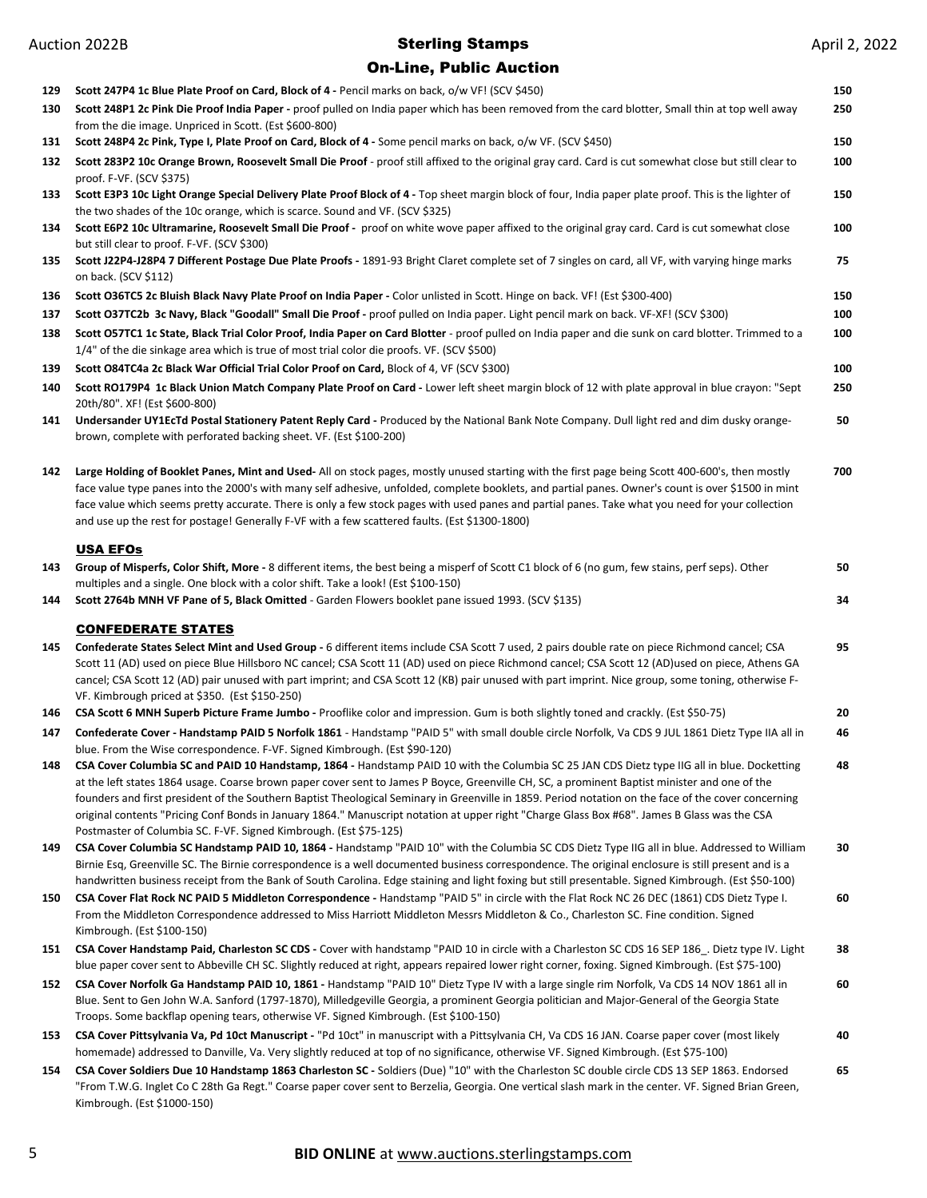| Lot | Description | Opening |
|---|---|---|
| 129 | **Scott 247P4 1c Blue Plate Proof on Card, Block of 4 -** Pencil marks on back, o/w VF! (SCV $450) | 150 |
| 130 | **Scott 248P1 2c Pink Die Proof India Paper -** proof pulled on India paper which has been removed from the card blotter, Small thin at top well away from the die image. Unpriced in Scott. (Est $600-800) | 250 |
| 131 | **Scott 248P4 2c Pink, Type I, Plate Proof on Card, Block of 4 -** Some pencil marks on back, o/w VF. (SCV $450) | 150 |
| 132 | **Scott 283P2 10c Orange Brown, Roosevelt Small Die Proof** - proof still affixed to the original gray card. Card is cut somewhat close but still clear to proof. F-VF. (SCV $375) | 100 |
| 133 | **Scott E3P3 10c Light Orange Special Delivery Plate Proof Block of 4 -** Top sheet margin block of four, India paper plate proof. This is the lighter of the two shades of the 10c orange, which is scarce. Sound and VF. (SCV $325) | 150 |
| 134 | **Scott E6P2 10c Ultramarine, Roosevelt Small Die Proof -** proof on white wove paper affixed to the original gray card. Card is cut somewhat close but still clear to proof. F-VF. (SCV $300) | 100 |
| 135 | **Scott J22P4-J28P4 7 Different Postage Due Plate Proofs -** 1891-93 Bright Claret complete set of 7 singles on card, all VF, with varying hinge marks on back. (SCV $112) | 75 |
| 136 | **Scott O36TC5 2c Bluish Black Navy Plate Proof on India Paper -** Color unlisted in Scott. Hinge on back. VF! (Est $300-400) | 150 |
| 137 | **Scott O37TC2b 3c Navy, Black "Goodall" Small Die Proof -** proof pulled on India paper. Light pencil mark on back. VF-XF! (SCV $300) | 100 |
| 138 | **Scott O57TC1 1c State, Black Trial Color Proof, India Paper on Card Blotter** - proof pulled on India paper and die sunk on card blotter. Trimmed to a 1/4" of the die sinkage area which is true of most trial color die proofs. VF. (SCV $500) | 100 |
| 139 | **Scott O84TC4a 2c Black War Official Trial Color Proof on Card,** Block of 4, VF (SCV $300) | 100 |
| 140 | **Scott RO179P4 1c Black Union Match Company Plate Proof on Card -** Lower left sheet margin block of 12 with plate approval in blue crayon: "Sept 20th/80". XF! (Est $600-800) | 250 |
| 141 | **Undersander UY1EcTd Postal Stationery Patent Reply Card -** Produced by the National Bank Note Company. Dull light red and dim dusky orange-brown, complete with perforated backing sheet. VF. (Est $100-200) | 50 |
| 142 | **Large Holding of Booklet Panes, Mint and Used-** All on stock pages, mostly unused starting with the first page being Scott 400-600's, then mostly face value type panes into the 2000's with many self adhesive, unfolded, complete booklets, and partial panes. Owner's count is over $1500 in mint face value which seems pretty accurate. There is only a few stock pages with used panes and partial panes. Take what you need for your collection and use up the rest for postage! Generally F-VF with a few scattered faults. (Est $1300-1800) | 700 |

## USA EFOs

| Lot | Description | Opening |
|---|---|---|
| 143 | **Group of Misperfs, Color Shift, More -** 8 different items, the best being a misperf of Scott C1 block of 6 (no gum, few stains, perf seps). Other multiples and a single. One block with a color shift. Take a look! (Est $100-150) | 50 |
| 144 | **Scott 2764b MNH VF Pane of 5, Black Omitted** - Garden Flowers booklet pane issued 1993. (SCV $135) | 34 |

## CONFEDERATE STATES

| Lot | Description | Opening |
|---|---|---|
| 145 | **Confederate States Select Mint and Used Group -** 6 different items include CSA Scott 7 used, 2 pairs double rate on piece Richmond cancel; CSA Scott 11 (AD) used on piece Blue Hillsboro NC cancel; CSA Scott 11 (AD) used on piece Richmond cancel; CSA Scott 12 (AD)used on piece, Athens GA cancel; CSA Scott 12 (AD) pair unused with part imprint; and CSA Scott 12 (KB) pair unused with part imprint. Nice group, some toning, otherwise F-VF. Kimbrough priced at $350. (Est $150-250) | 95 |
| 146 | **CSA Scott 6 MNH Superb Picture Frame Jumbo -** Prooflike color and impression. Gum is both slightly toned and crackly. (Est $50-75) | 20 |
| 147 | **Confederate Cover - Handstamp PAID 5 Norfolk 1861** - Handstamp "PAID 5" with small double circle Norfolk, Va CDS 9 JUL 1861 Dietz Type IIA all in blue. From the Wise correspondence. F-VF. Signed Kimbrough. (Est $90-120) | 46 |
| 148 | **CSA Cover Columbia SC and PAID 10 Handstamp, 1864 -** Handstamp PAID 10 with the Columbia SC 25 JAN CDS Dietz type IIG all in blue. Docketting at the left states 1864 usage. Coarse brown paper cover sent to James P Boyce, Greenville CH, SC, a prominent Baptist minister and one of the founders and first president of the Southern Baptist Theological Seminary in Greenville in 1859. Period notation on the face of the cover concerning original contents "Pricing Conf Bonds in January 1864." Manuscript notation at upper right "Charge Glass Box #68". James B Glass was the CSA Postmaster of Columbia SC. F-VF. Signed Kimbrough. (Est $75-125) | 48 |
| 149 | **CSA Cover Columbia SC Handstamp PAID 10, 1864 -** Handstamp "PAID 10" with the Columbia SC CDS Dietz Type IIG all in blue. Addressed to William Birnie Esq, Greenville SC. The Birnie correspondence is a well documented business correspondence. The original enclosure is still present and is a handwritten business receipt from the Bank of South Carolina. Edge staining and light foxing but still presentable. Signed Kimbrough. (Est $50-100) | 30 |
| 150 | **CSA Cover Flat Rock NC PAID 5 Middleton Correspondence -** Handstamp "PAID 5" in circle with the Flat Rock NC 26 DEC (1861) CDS Dietz Type I. From the Middleton Correspondence addressed to Miss Harriott Middleton Messrs Middleton & Co., Charleston SC. Fine condition. Signed Kimbrough. (Est $100-150) | 60 |
| 151 | **CSA Cover Handstamp Paid, Charleston SC CDS -** Cover with handstamp "PAID 10 in circle with a Charleston SC CDS 16 SEP 186_. Dietz type IV. Light blue paper cover sent to Abbeville CH SC. Slightly reduced at right, appears repaired lower right corner, foxing. Signed Kimbrough. (Est $75-100) | 38 |
| 152 | **CSA Cover Norfolk Ga Handstamp PAID 10, 1861 -** Handstamp "PAID 10" Dietz Type IV with a large single rim Norfolk, Va CDS 14 NOV 1861 all in Blue. Sent to Gen John W.A. Sanford (1797-1870), Milledgeville Georgia, a prominent Georgia politician and Major-General of the Georgia State Troops. Some backflap opening tears, otherwise VF. Signed Kimbrough. (Est $100-150) | 60 |
| 153 | **CSA Cover Pittsylvania Va, Pd 10ct Manuscript -** "Pd 10ct" in manuscript with a Pittsylvania CH, Va CDS 16 JAN. Coarse paper cover (most likely homemade) addressed to Danville, Va. Very slightly reduced at top of no significance, otherwise VF. Signed Kimbrough. (Est $75-100) | 40 |
| 154 | **CSA Cover Soldiers Due 10 Handstamp 1863 Charleston SC -** Soldiers (Due) "10" with the Charleston SC double circle CDS 13 SEP 1863. Endorsed "From T.W.G. Inglet Co C 28th Ga Regt." Coarse paper cover sent to Berzelia, Georgia. One vertical slash mark in the center. VF. Signed Brian Green, Kimbrough. (Est $1000-150) | 65 |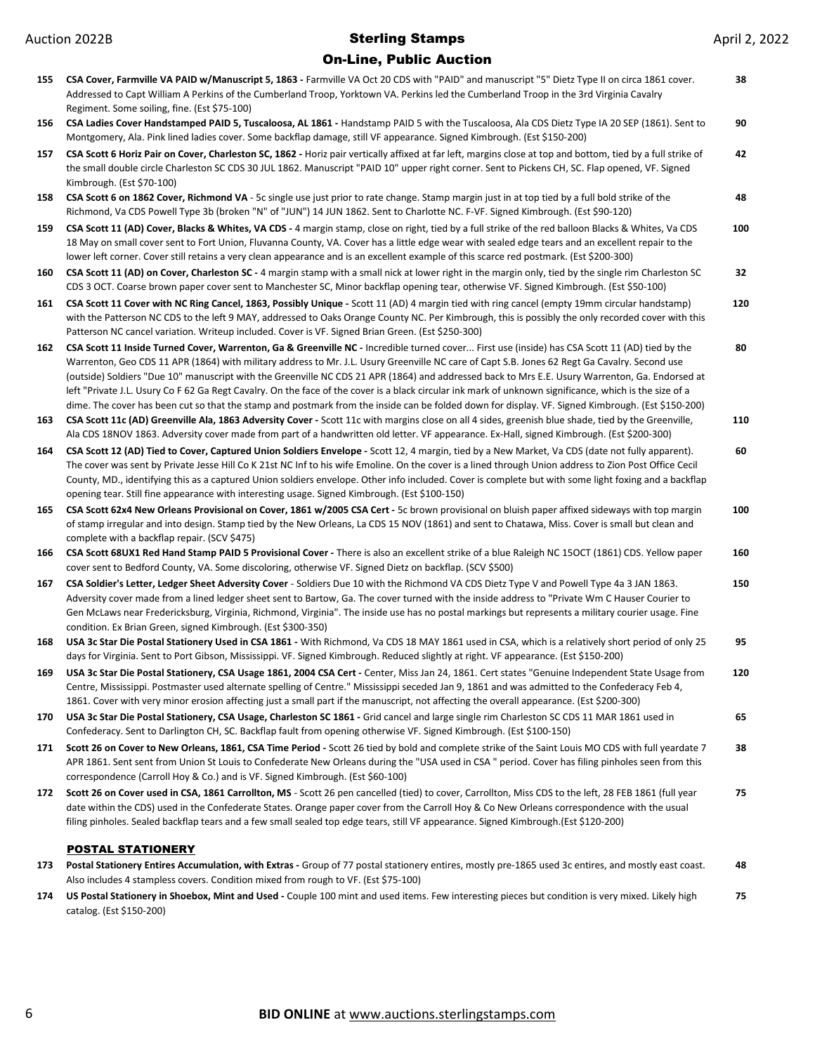| Lot | Description | Price |
|---|---|---|
| 155 | **CSA Cover, Farmville VA PAID w/Manuscript 5, 1863 -** Farmville VA Oct 20 CDS with "PAID" and manuscript "5" Dietz Type II on circa 1861 cover. Addressed to Capt William A Perkins of the Cumberland Troop, Yorktown VA. Perkins led the Cumberland Troop in the 3rd Virginia Cavalry Regiment. Some soiling, fine. (Est $75-100) | 38 |
| 156 | **CSA Ladies Cover Handstamped PAID 5, Tuscaloosa, AL 1861 -** Handstamp PAID 5 with the Tuscaloosa, Ala CDS Dietz Type IA 20 SEP (1861). Sent to Montgomery, Ala. Pink lined ladies cover. Some backflap damage, still VF appearance. Signed Kimbrough. (Est $150-200) | 90 |
| 157 | **CSA Scott 6 Horiz Pair on Cover, Charleston SC, 1862 -** Horiz pair vertically affixed at far left, margins close at top and bottom, tied by a full strike of the small double circle Charleston SC CDS 30 JUL 1862. Manuscript "PAID 10" upper right corner. Sent to Pickens CH, SC. Flap opened, VF. Signed Kimbrough. (Est $70-100) | 42 |
| 158 | **CSA Scott 6 on 1862 Cover, Richmond VA** - 5c single use just prior to rate change. Stamp margin just in at top tied by a full bold strike of the Richmond, Va CDS Powell Type 3b (broken "N" of "JUN") 14 JUN 1862. Sent to Charlotte NC. F-VF. Signed Kimbrough. (Est $90-120) | 48 |
| 159 | **CSA Scott 11 (AD) Cover, Blacks & Whites, VA CDS -** 4 margin stamp, close on right, tied by a full strike of the red balloon Blacks & Whites, Va CDS 18 May on small cover sent to Fort Union, Fluvanna County, VA. Cover has a little edge wear with sealed edge tears and an excellent repair to the lower left corner. Cover still retains a very clean appearance and is an excellent example of this scarce red postmark. (Est $200-300) | 100 |
| 160 | **CSA Scott 11 (AD) on Cover, Charleston SC -** 4 margin stamp with a small nick at lower right in the margin only, tied by the single rim Charleston SC CDS 3 OCT. Coarse brown paper cover sent to Manchester SC, Minor backflap opening tear, otherwise VF. Signed Kimbrough. (Est $50-100) | 32 |
| 161 | **CSA Scott 11 Cover with NC Ring Cancel, 1863, Possibly Unique -** Scott 11 (AD) 4 margin tied with ring cancel (empty 19mm circular handstamp) with the Patterson NC CDS to the left 9 MAY, addressed to Oaks Orange County NC. Per Kimbrough, this is possibly the only recorded cover with this Patterson NC cancel variation. Writeup included. Cover is VF. Signed Brian Green. (Est $250-300) | 120 |
| 162 | **CSA Scott 11 Inside Turned Cover, Warrenton, Ga & Greenville NC -** Incredible turned cover... First use (inside) has CSA Scott 11 (AD) tied by the Warrenton, Geo CDS 11 APR (1864) with military address to Mr. J.L. Usury Greenville NC care of Capt S.B. Jones 62 Regt Ga Cavalry. Second use (outside) Soldiers "Due 10" manuscript with the Greenville NC CDS 21 APR (1864) and addressed back to Mrs E.E. Usury Warrenton, Ga. Endorsed at left "Private J.L. Usury Co F 62 Ga Regt Cavalry. On the face of the cover is a black circular ink mark of unknown significance, which is the size of a dime. The cover has been cut so that the stamp and postmark from the inside can be folded down for display. VF. Signed Kimbrough. (Est $150-200) | 80 |
| 163 | **CSA Scott 11c (AD) Greenville Ala, 1863 Adversity Cover -** Scott 11c with margins close on all 4 sides, greenish blue shade, tied by the Greenville, Ala CDS 18NOV 1863. Adversity cover made from part of a handwritten old letter. VF appearance. Ex-Hall, signed Kimbrough. (Est $200-300) | 110 |
| 164 | **CSA Scott 12 (AD) Tied to Cover, Captured Union Soldiers Envelope -** Scott 12, 4 margin, tied by a New Market, Va CDS (date not fully apparent). The cover was sent by Private Jesse Hill Co K 21st NC Inf to his wife Emoline. On the cover is a lined through Union address to Zion Post Office Cecil County, MD., identifying this as a captured Union soldiers envelope. Other info included. Cover is complete but with some light foxing and a backflap opening tear. Still fine appearance with interesting usage. Signed Kimbrough. (Est $100-150) | 60 |
| 165 | **CSA Scott 62x4 New Orleans Provisional on Cover, 1861 w/2005 CSA Cert -** 5c brown provisional on bluish paper affixed sideways with top margin of stamp irregular and into design. Stamp tied by the New Orleans, La CDS 15 NOV (1861) and sent to Chatawa, Miss. Cover is small but clean and complete with a backflap repair. (SCV $475) | 100 |
| 166 | **CSA Scott 68UX1 Red Hand Stamp PAID 5 Provisional Cover -** There is also an excellent strike of a blue Raleigh NC 15OCT (1861) CDS. Yellow paper cover sent to Bedford County, VA. Some discoloring, otherwise VF. Signed Dietz on backflap. (SCV $500) | 160 |
| 167 | **CSA Soldier's Letter, Ledger Sheet Adversity Cover** - Soldiers Due 10 with the Richmond VA CDS Dietz Type V and Powell Type 4a 3 JAN 1863. Adversity cover made from a lined ledger sheet sent to Bartow, Ga. The cover turned with the inside address to "Private Wm C Hauser Courier to Gen McLaws near Fredericksburg, Virginia, Richmond, Virginia". The inside use has no postal markings but represents a military courier usage. Fine condition. Ex Brian Green, signed Kimbrough. (Est $300-350) | 150 |
| 168 | **USA 3c Star Die Postal Stationery Used in CSA 1861 -** With Richmond, Va CDS 18 MAY 1861 used in CSA, which is a relatively short period of only 25 days for Virginia. Sent to Port Gibson, Mississippi. VF. Signed Kimbrough. Reduced slightly at right. VF appearance. (Est $150-200) | 95 |
| 169 | **USA 3c Star Die Postal Stationery, CSA Usage 1861, 2004 CSA Cert -** Center, Miss Jan 24, 1861. Cert states "Genuine Independent State Usage from Centre, Mississippi. Postmaster used alternate spelling of Centre." Mississippi seceded Jan 9, 1861 and was admitted to the Confederacy Feb 4, 1861. Cover with very minor erosion affecting just a small part if the manuscript, not affecting the overall appearance. (Est $200-300) | 120 |
| 170 | **USA 3c Star Die Postal Stationery, CSA Usage, Charleston SC 1861 -** Grid cancel and large single rim Charleston SC CDS 11 MAR 1861 used in Confederacy. Sent to Darlington CH, SC. Backflap fault from opening otherwise VF. Signed Kimbrough. (Est $100-150) | 65 |
| 171 | **Scott 26 on Cover to New Orleans, 1861, CSA Time Period -** Scott 26 tied by bold and complete strike of the Saint Louis MO CDS with full yeardate 7 APR 1861. Sent sent from Union St Louis to Confederate New Orleans during the "USA used in CSA " period. Cover has filing pinholes seen from this correspondence (Carroll Hoy & Co.) and is VF. Signed Kimbrough. (Est $60-100) | 38 |
| 172 | **Scott 26 on Cover used in CSA, 1861 Carrollton, MS** - Scott 26 pen cancelled (tied) to cover, Carrollton, Miss CDS to the left, 28 FEB 1861 (full year date within the CDS) used in the Confederate States. Orange paper cover from the Carroll Hoy & Co New Orleans correspondence with the usual filing pinholes. Sealed backflap tears and a few small sealed top edge tears, still VF appearance. Signed Kimbrough.(Est $120-200) | 75 |

## POSTAL STATIONERY

| Lot | Description | Price |
|---|---|---|
| 173 | **Postal Stationery Entires Accumulation, with Extras -** Group of 77 postal stationery entires, mostly pre-1865 used 3c entires, and mostly east coast. Also includes 4 stampless covers. Condition mixed from rough to VF. (Est $75-100) | 48 |
| 174 | **US Postal Stationery in Shoebox, Mint and Used -** Couple 100 mint and used items. Few interesting pieces but condition is very mixed. Likely high catalog. (Est $150-200) | 75 |

**BID ONLINE** at www.auctions.sterlingstamps.com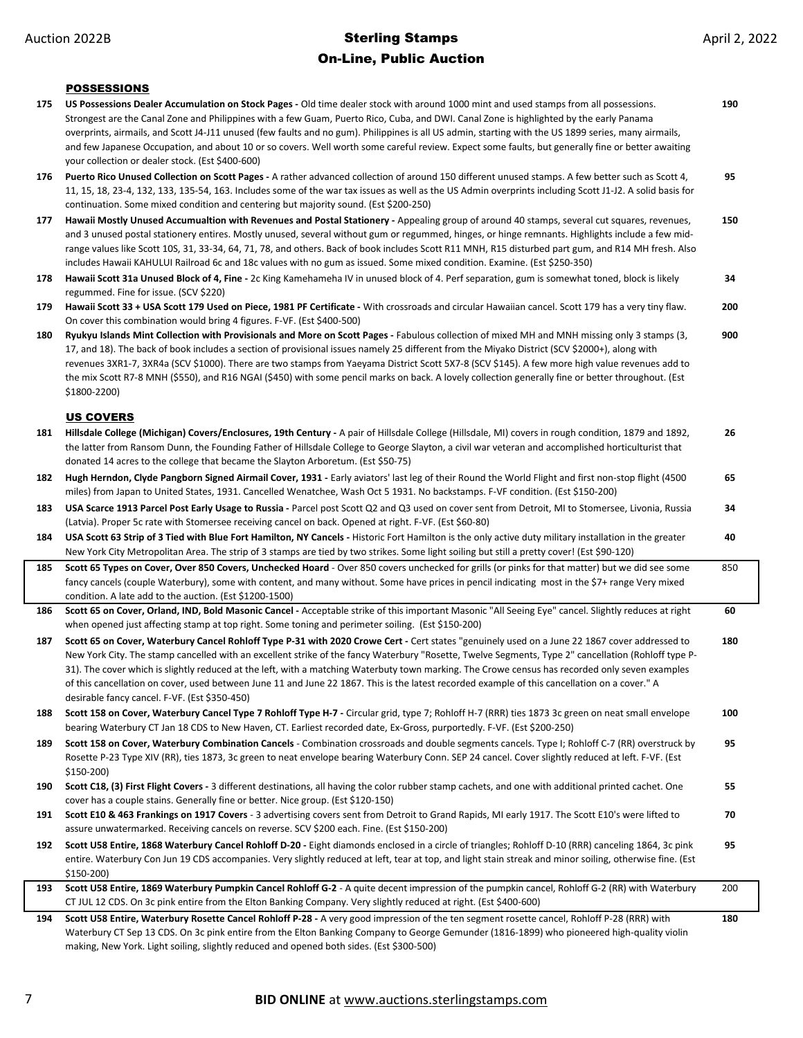## POSSESSIONS

**175** **US Possessions Dealer Accumulation on Stock Pages -** Old time dealer stock with around 1000 mint and used stamps from all possessions. Strongest are the Canal Zone and Philippines with a few Guam, Puerto Rico, Cuba, and DWI. Canal Zone is highlighted by the early Panama overprints, airmails, and Scott J4-J11 unused (few faults and no gum). Philippines is all US admin, starting with the US 1899 series, many airmails, and few Japanese Occupation, and about 10 or so covers. Well worth some careful review. Expect some faults, but generally fine or better awaiting your collection or dealer stock. (Est $400-600) **190**

**176** **Puerto Rico Unused Collection on Scott Pages -** A rather advanced collection of around 150 different unused stamps. A few better such as Scott 4, 11, 15, 18, 23-4, 132, 133, 135-54, 163. Includes some of the war tax issues as well as the US Admin overprints including Scott J1-J2. A solid basis for continuation. Some mixed condition and centering but majority sound. (Est $200-250) **95**

**177** **Hawaii Mostly Unused Accumualtion with Revenues and Postal Stationery -** Appealing group of around 40 stamps, several cut squares, revenues, and 3 unused postal stationery entires. Mostly unused, several without gum or regummed, hinges, or hinge remnants. Highlights include a few mid-range values like Scott 10S, 31, 33-34, 64, 71, 78, and others. Back of book includes Scott R11 MNH, R15 disturbed part gum, and R14 MH fresh. Also includes Hawaii KAHULUI Railroad 6c and 18c values with no gum as issued. Some mixed condition. Examine. (Est $250-350) **150**

**178** **Hawaii Scott 31a Unused Block of 4, Fine -** 2c King Kamehameha IV in unused block of 4. Perf separation, gum is somewhat toned, block is likely regummed. Fine for issue. (SCV $220) **34**

**179** **Hawaii Scott 33 + USA Scott 179 Used on Piece, 1981 PF Certificate -** With crossroads and circular Hawaiian cancel. Scott 179 has a very tiny flaw. On cover this combination would bring 4 figures. F-VF. (Est $400-500) **200**

**180** **Ryukyu Islands Mint Collection with Provisionals and More on Scott Pages -** Fabulous collection of mixed MH and MNH missing only 3 stamps (3, 17, and 18). The back of book includes a section of provisional issues namely 25 different from the Miyako District (SCV $2000+), along with revenues 3XR1-7, 3XR4a (SCV $1000). There are two stamps from Yaeyama District Scott 5X7-8 (SCV $145). A few more high value revenues add to the mix Scott R7-8 MNH ($550), and R16 NGAI ($450) with some pencil marks on back. A lovely collection generally fine or better throughout. (Est $1800-2200) **900**

## US COVERS

**181** **Hillsdale College (Michigan) Covers/Enclosures, 19th Century -** A pair of Hillsdale College (Hillsdale, MI) covers in rough condition, 1879 and 1892, the latter from Ransom Dunn, the Founding Father of Hillsdale College to George Slayton, a civil war veteran and accomplished horticulturist that donated 14 acres to the college that became the Slayton Arboretum. (Est $50-75) **26**

**182** **Hugh Herndon, Clyde Pangborn Signed Airmail Cover, 1931 -** Early aviators' last leg of their Round the World Flight and first non-stop flight (4500 miles) from Japan to United States, 1931. Cancelled Wenatchee, Wash Oct 5 1931. No backstamps. F-VF condition. (Est $150-200) **65**

**183** **USA Scarce 1913 Parcel Post Early Usage to Russia -** Parcel post Scott Q2 and Q3 used on cover sent from Detroit, MI to Stomersee, Livonia, Russia (Latvia). Proper 5c rate with Stomersee receiving cancel on back. Opened at right. F-VF. (Est $60-80) **34**

**184** **USA Scott 63 Strip of 3 Tied with Blue Fort Hamilton, NY Cancels -** Historic Fort Hamilton is the only active duty military installation in the greater New York City Metropolitan Area. The strip of 3 stamps are tied by two strikes. Some light soiling but still a pretty cover! (Est $90-120) **40**

**185** **Scott 65 Types on Cover, Over 850 Covers, Unchecked Hoard** - Over 850 covers unchecked for grills (or pinks for that matter) but we did see some fancy cancels (couple Waterbury), some with content, and many without. Some have prices in pencil indicating most in the $7+ range Very mixed condition. A late add to the auction. (Est $1200-1500) 850

**186** **Scott 65 on Cover, Orland, IND, Bold Masonic Cancel -** Acceptable strike of this important Masonic "All Seeing Eye" cancel. Slightly reduces at right when opened just affecting stamp at top right. Some toning and perimeter soiling. (Est $150-200) **60**

**187** **Scott 65 on Cover, Waterbury Cancel Rohloff Type P-31 with 2020 Crowe Cert -** Cert states "genuinely used on a June 22 1867 cover addressed to New York City. The stamp cancelled with an excellent strike of the fancy Waterbury "Rosette, Twelve Segments, Type 2" cancellation (Rohloff type P-31). The cover which is slightly reduced at the left, with a matching Waterbuty town marking. The Crowe census has recorded only seven examples of this cancellation on cover, used between June 11 and June 22 1867. This is the latest recorded example of this cancellation on a cover." A desirable fancy cancel. F-VF. (Est $350-450) **180**

**188** **Scott 158 on Cover, Waterbury Cancel Type 7 Rohloff Type H-7 -** Circular grid, type 7; Rohloff H-7 (RRR) ties 1873 3c green on neat small envelope bearing Waterbury CT Jan 18 CDS to New Haven, CT. Earliest recorded date, Ex-Gross, purportedly. F-VF. (Est $200-250) **100**

**189** **Scott 158 on Cover, Waterbury Combination Cancels** - Combination crossroads and double segments cancels. Type I; Rohloff C-7 (RR) overstruck by Rosette P-23 Type XIV (RR), ties 1873, 3c green to neat envelope bearing Waterbury Conn. SEP 24 cancel. Cover slightly reduced at left. F-VF. (Est $150-200) **95**

**190** **Scott C18, (3) First Flight Covers -** 3 different destinations, all having the color rubber stamp cachets, and one with additional printed cachet. One cover has a couple stains. Generally fine or better. Nice group. (Est $120-150) **55**

**191** **Scott E10 & 463 Frankings on 1917 Covers** - 3 advertising covers sent from Detroit to Grand Rapids, MI early 1917. The Scott E10's were lifted to assure unwatermarked. Receiving cancels on reverse. SCV $200 each. Fine. (Est $150-200) **70**

**192** **Scott U58 Entire, 1868 Waterbury Cancel Rohloff D-20 -** Eight diamonds enclosed in a circle of triangles; Rohloff D-10 (RRR) canceling 1864, 3c pink entire. Waterbury Con Jun 19 CDS accompanies. Very slightly reduced at left, tear at top, and light stain streak and minor soiling, otherwise fine. (Est $150-200) **95**

**193** **Scott U58 Entire, 1869 Waterbury Pumpkin Cancel Rohloff G-2** - A quite decent impression of the pumpkin cancel, Rohloff G-2 (RR) with Waterbury CT JUL 12 CDS. On 3c pink entire from the Elton Banking Company. Very slightly reduced at right. (Est $400-600) 200

**194** **Scott U58 Entire, Waterbury Rosette Cancel Rohloff P-28 -** A very good impression of the ten segment rosette cancel, Rohloff P-28 (RRR) with Waterbury CT Sep 13 CDS. On 3c pink entire from the Elton Banking Company to George Gemunder (1816-1899) who pioneered high-quality violin making, New York. Light soiling, slightly reduced and opened both sides. (Est $300-500) **180**

**BID ONLINE** at www.auctions.sterlingstamps.com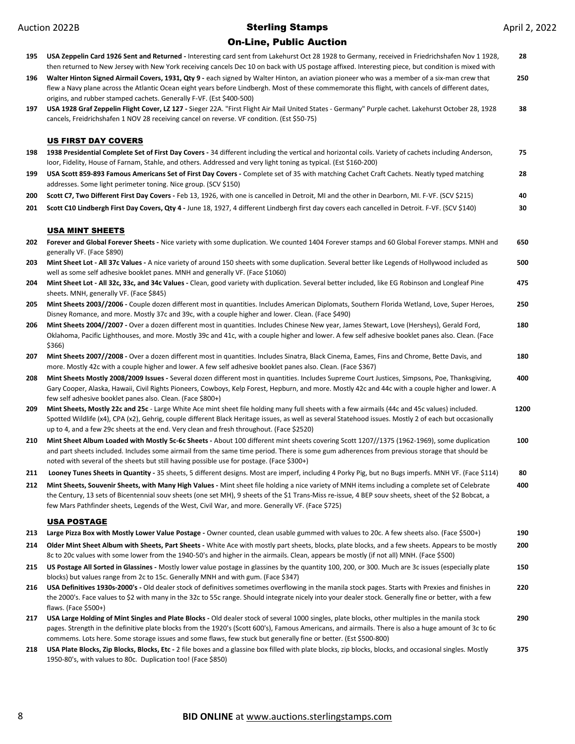**195** **USA Zeppelin Card 1926 Sent and Returned -** Interesting card sent from Lakehurst Oct 28 1928 to Germany, received in Friedrichshafen Nov 1 1928, then returned to New Jersey with New York receiving cancels Dec 10 on back with US postage affixed. Interesting piece, but condition is mixed with **28**

**196** **Walter Hinton Signed Airmail Covers, 1931, Qty 9 -** each signed by Walter Hinton, an aviation pioneer who was a member of a six-man crew that flew a Navy plane across the Atlantic Ocean eight years before Lindbergh. Most of these commemorate this flight, with cancels of different dates, origins, and rubber stamped cachets. Generally F-VF. (Est $400-500) **250**

**197** **USA 1928 Graf Zeppelin Flight Cover, LZ 127 -** Sieger 22A. "First Flight Air Mail United States - Germany" Purple cachet. Lakehurst October 28, 1928 cancels, Freidrichshafen 1 NOV 28 receiving cancel on reverse. VF condition. (Est $50-75) **38**

## US FIRST DAY COVERS

**198** **1938 Presidential Complete Set of First Day Covers -** 34 different including the vertical and horizontal coils. Variety of cachets including Anderson, Ioor, Fidelity, House of Farnam, Stahle, and others. Addressed and very light toning as typical. (Est $160-200) **75**

**199** **USA Scott 859-893 Famous Americans Set of First Day Covers -** Complete set of 35 with matching Cachet Craft Cachets. Neatly typed matching addresses. Some light perimeter toning. Nice group. (SCV $150) **28**

**200** **Scott C7, Two Different First Day Covers -** Feb 13, 1926, with one is cancelled in Detroit, MI and the other in Dearborn, MI. F-VF. (SCV $215) **40**

**201** **Scott C10 Lindbergh First Day Covers, Qty 4 -** June 18, 1927, 4 different Lindbergh first day covers each cancelled in Detroit. F-VF. (SCV $140) **30**

## USA MINT SHEETS

**202** **Forever and Global Forever Sheets -** Nice variety with some duplication. We counted 1404 Forever stamps and 60 Global Forever stamps. MNH and generally VF. (Face $890) **650**

**203** **Mint Sheet Lot - All 37c Values -** A nice variety of around 150 sheets with some duplication. Several better like Legends of Hollywood included as well as some self adhesive booklet panes. MNH and generally VF. (Face $1060) **500**

**204** **Mint Sheet Lot - All 32c, 33c, and 34c Values -** Clean, good variety with duplication. Several better included, like EG Robinson and Longleaf Pine sheets. MNH, generally VF. (Face $845) **475**

**205** **Mint Sheets 2003//2006 -** Couple dozen different most in quantities. Includes American Diplomats, Southern Florida Wetland, Love, Super Heroes, Disney Romance, and more. Mostly 37c and 39c, with a couple higher and lower. Clean. (Face $490) **250**

**206** **Mint Sheets 2004//2007 -** Over a dozen different most in quantities. Includes Chinese New year, James Stewart, Love (Hersheys), Gerald Ford, Oklahoma, Pacific Lighthouses, and more. Mostly 39c and 41c, with a couple higher and lower. A few self adhesive booklet panes also. Clean. (Face $366) **180**

**207** **Mint Sheets 2007//2008 -** Over a dozen different most in quantities. Includes Sinatra, Black Cinema, Eames, Fins and Chrome, Bette Davis, and more. Mostly 42c with a couple higher and lower. A few self adhesive booklet panes also. Clean. (Face $367) **180**

**208** **Mint Sheets Mostly 2008/2009 Issues -** Several dozen different most in quantities. Includes Supreme Court Justices, Simpsons, Poe, Thanksgiving, Gary Cooper, Alaska, Hawaii, Civil Rights Pioneers, Cowboys, Kelp Forest, Hepburn, and more. Mostly 42c and 44c with a couple higher and lower. A few self adhesive booklet panes also. Clean. (Face $800+) **400**

**209** **Mint Sheets, Mostly 22c and 25c** - Large White Ace mint sheet file holding many full sheets with a few airmails (44c and 45c values) included. Spotted Wildlife (x4), CPA (x2), Gehrig, couple different Black Heritage issues, as well as several Statehood issues. Mostly 2 of each but occasionally up to 4, and a few 29c sheets at the end. Very clean and fresh throughout. (Face $2520) **1200**

**210** **Mint Sheet Album Loaded with Mostly 5c-6c Sheets -** About 100 different mint sheets covering Scott 1207//1375 (1962-1969), some duplication and part sheets included. Includes some airmail from the same time period. There is some gum adherences from previous storage that should be noted with several of the sheets but still having possible use for postage. (Face $300+) **100**

**211** **Looney Tunes Sheets in Quantity -** 35 sheets, 5 different designs. Most are imperf, including 4 Porky Pig, but no Bugs imperfs. MNH VF. (Face $114) **80**

**212** **Mint Sheets, Souvenir Sheets, with Many High Values -** Mint sheet file holding a nice variety of MNH items including a complete set of Celebrate the Century, 13 sets of Bicentennial souv sheets (one set MH), 9 sheets of the $1 Trans-Miss re-issue, 4 BEP souv sheets, sheet of the $2 Bobcat, a few Mars Pathfinder sheets, Legends of the West, Civil War, and more. Generally VF. (Face $725) **400**

## USA POSTAGE

**213** **Large Pizza Box with Mostly Lower Value Postage -** Owner counted, clean usable gummed with values to 20c. A few sheets also. (Face $500+) **190**

**214** **Older Mint Sheet Album with Sheets, Part Sheets -** White Ace with mostly part sheets, blocks, plate blocks, and a few sheets. Appears to be mostly 8c to 20c values with some lower from the 1940-50's and higher in the airmails. Clean, appears be mostly (if not all) MNH. (Face $500) **200**

**215** **US Postage All Sorted in Glassines -** Mostly lower value postage in glassines by the quantity 100, 200, or 300. Much are 3c issues (especially plate blocks) but values range from 2c to 15c. Generally MNH and with gum. (Face $347) **150**

**216** **USA Definitives 1930s-2000's -** Old dealer stock of definitives sometimes overflowing in the manila stock pages. Starts with Prexies and finishes in the 2000's. Face values to $2 with many in the 32c to 55c range. Should integrate nicely into your dealer stock. Generally fine or better, with a few flaws. (Face $500+) **220**

**217** **USA Large Holding of Mint Singles and Plate Blocks -** Old dealer stock of several 1000 singles, plate blocks, other multiples in the manila stock pages. Strength in the definitive plate blocks from the 1920's (Scott 600's), Famous Americans, and airmails. There is also a huge amount of 3c to 6c commems. Lots here. Some storage issues and some flaws, few stuck but generally fine or better. (Est $500-800) **290**

**218** **USA Plate Blocks, Zip Blocks, Blocks, Etc -** 2 file boxes and a glassine box filled with plate blocks, zip blocks, blocks, and occasional singles. Mostly 1950-80's, with values to 80c. Duplication too! (Face $850) **375**

**BID ONLINE** at www.auctions.sterlingstamps.com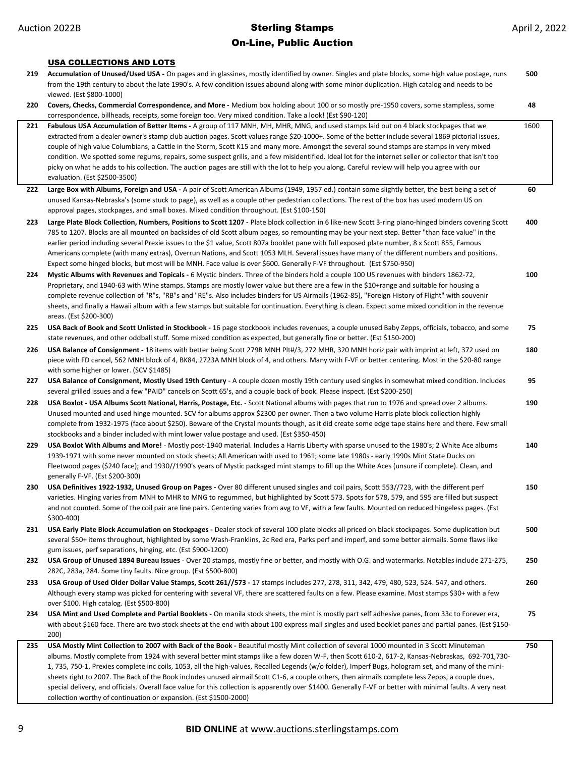## USA COLLECTIONS AND LOTS

| Lot | Description | Bid |
|---|---|---|
| 219 | **Accumulation of Unused/Used USA -** On pages and in glassines, mostly identified by owner. Singles and plate blocks, some high value postage, runs from the 19th century to about the late 1990's. A few condition issues abound along with some minor duplication. High catalog and needs to be viewed. (Est $800-1000) | 500 |
| 220 | **Covers, Checks, Commercial Correspondence, and More -** Medium box holding about 100 or so mostly pre-1950 covers, some stampless, some correspondence, billheads, receipts, some foreign too. Very mixed condition. Take a look! (Est $90-120) | 48 |
| 221 | **Fabulous USA Accumulation of Better Items -** A group of 117 MNH, MH, MHR, MNG, and used stamps laid out on 4 black stockpages that we extracted from a dealer owner's stamp club auction pages. Scott values range $20-1000+. Some of the better include several 1869 pictorial issues, couple of high value Columbians, a Cattle in the Storm, Scott K15 and many more. Amongst the several sound stamps are stamps in very mixed condition. We spotted some regums, repairs, some suspect grills, and a few misidentified. Ideal lot for the internet seller or collector that isn't too picky on what he adds to his collection. The auction pages are still with the lot to help you along. Careful review will help you agree with our evaluation. (Est $2500-3500) | 1600 |
| 222 | **Large Box with Albums, Foreign and USA -** A pair of Scott American Albums (1949, 1957 ed.) contain some slightly better, the best being a set of unused Kansas-Nebraska's (some stuck to page), as well as a couple other pedestrian collections. The rest of the box has used modern US on approval pages, stockpages, and small boxes. Mixed condition throughout. (Est $100-150) | 60 |
| 223 | **Large Plate Block Collection, Numbers, Positions to Scott 1207 -** Plate block collection in 6 like-new Scott 3-ring piano-hinged binders covering Scott 785 to 1207. Blocks are all mounted on backsides of old Scott album pages, so remounting may be your next step. Better "than face value" in the earlier period including several Prexie issues to the $1 value, Scott 807a booklet pane with full exposed plate number, 8 x Scott 855, Famous Americans complete (with many extras), Overrun Nations, and Scott 1053 MLH. Several issues have many of the different numbers and positions. Expect some hinged blocks, but most will be MNH. Face value is over $600. Generally F-VF throughout. (Est $750-950) | 400 |
| 224 | **Mystic Albums with Revenues and Topicals -** 6 Mystic binders. Three of the binders hold a couple 100 US revenues with binders 1862-72, Proprietary, and 1940-63 with Wine stamps. Stamps are mostly lower value but there are a few in the $10+range and suitable for housing a complete revenue collection of "R"s, "RB"s and "RE"s. Also includes binders for US Airmails (1962-85), "Foreign History of Flight" with souvenir sheets, and finally a Hawaii album with a few stamps but suitable for continuation. Everything is clean. Expect some mixed condition in the revenue areas. (Est $200-300) | 100 |
| 225 | **USA Back of Book and Scott Unlisted in Stockbook -** 16 page stockbook includes revenues, a couple unused Baby Zepps, officials, tobacco, and some state revenues, and other oddball stuff. Some mixed condition as expected, but generally fine or better. (Est $150-200) | 75 |
| 226 | **USA Balance of Consignment -** 18 items with better being Scott 279B MNH Plt#/3, 272 MHR, 320 MNH horiz pair with imprint at left, 372 used on piece with FD cancel, 562 MNH block of 4, BK84, 2723A MNH block of 4, and others. Many with F-VF or better centering. Most in the $20-80 range with some higher or lower. (SCV $1485) | 180 |
| 227 | **USA Balance of Consignment, Mostly Used 19th Century** - A couple dozen mostly 19th century used singles in somewhat mixed condition. Includes several grilled issues and a few "PAID" cancels on Scott 65's, and a couple back of book. Please inspect. (Est $200-250) | 95 |
| 228 | **USA Boxlot - USA Albums Scott National, Harris, Postage, Etc.** - Scott National albums with pages that run to 1976 and spread over 2 albums. Unused mounted and used hinge mounted. SCV for albums approx $2300 per owner. Then a two volume Harris plate block collection highly complete from 1932-1975 (face about $250). Beware of the Crystal mounts though, as it did create some edge tape stains here and there. Few small stockbooks and a binder included with mint lower value postage and used. (Est $350-450) | 190 |
| 229 | **USA Boxlot With Albums and More!** - Mostly post-1940 material. Includes a Harris Liberty with sparse unused to the 1980's; 2 White Ace albums 1939-1971 with some never mounted on stock sheets; All American with used to 1961; some late 1980s - early 1990s Mint State Ducks on Fleetwood pages ($240 face); and 1930//1990's years of Mystic packaged mint stamps to fill up the White Aces (unsure if complete). Clean, and generally F-VF. (Est $200-300) | 140 |
| 230 | **USA Definitives 1922-1932, Unused Group on Pages -** Over 80 different unused singles and coil pairs, Scott 553//723, with the different perf varieties. Hinging varies from MNH to MHR to regummed, but highlighted by Scott 573. Spots for 578, 579, and 595 are filled but suspect and not counted. Some of the coil pair are line pairs. Centering varies from avg to VF, with a few faults. Mounted on reduced hingeless pages. (Est $300-400) | 150 |
| 231 | **USA Early Plate Block Accumulation on Stockpages -** Dealer stock of several 100 plate blocks all priced on black stockpages. Some duplication but several $50+ items throughout, highlighted by some Wash-Franklins, 2c Red era, Parks perf and imperf, and some better airmails. Some flaws like gum issues, perf separations, hinging, etc. (Est $900-1200) | 500 |
| 232 | **USA Group of Unused 1894 Bureau Issues** - Over 20 stamps, mostly fine or better, and mostly with O.G. and watermarks. Notables include 271-275, 282C, 283a, 284. Some tiny faults. Nice group. (Est $500-800) | 250 |
| 233 | **USA Group of Used Older Dollar Value Stamps, Scott 261//573 -** 17 stamps includes 277, 278, 311, 342, 479, 480, 523, 524. 547, and others. Although every stamp was picked for centering with several VF, there are scattered faults on a few. Please examine. Most stamps $30+ with a few over $100. High catalog. (Est $500-800) | 260 |
| 234 | **USA Mint and Used Complete and Partial Booklets -** On manila stock sheets, the mint is mostly part self adhesive panes, from 33c to Forever era, with about $160 face. There are two stock sheets at the end with about 100 express mail singles and used booklet panes and partial panes. (Est $150-200) | 75 |
| 235 | **USA Mostly Mint Collection to 2007 with Back of the Book -** Beautiful mostly Mint collection of several 1000 mounted in 3 Scott Minuteman albums. Mostly complete from 1924 with several better mint stamps like a few dozen W-F, then Scott 610-2, 617-2, Kansas-Nebraskas, 692-701,730-1, 735, 750-1, Prexies complete inc coils, 1053, all the high-values, Recalled Legends (w/o folder), Imperf Bugs, hologram set, and many of the mini-sheets right to 2007. The Back of the Book includes unused airmail Scott C1-6, a couple others, then airmails complete less Zepps, a couple dues, special delivery, and officials. Overall face value for this collection is apparently over $1400. Generally F-VF or better with minimal faults. A very neat collection worthy of continuation or expansion. (Est $1500-2000) | 750 |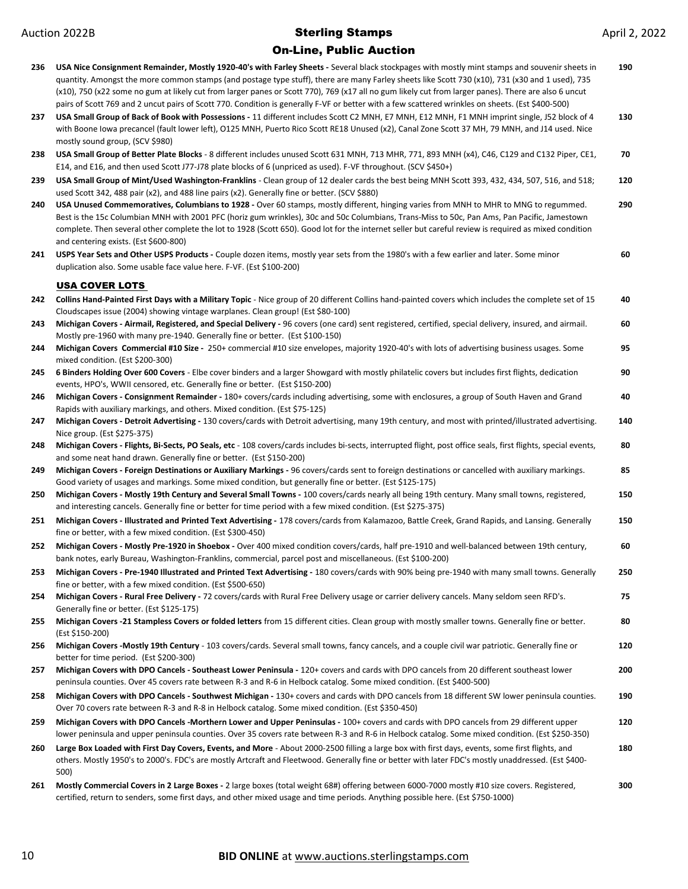**236** **USA Nice Consignment Remainder, Mostly 1920-40's with Farley Sheets -** Several black stockpages with mostly mint stamps and souvenir sheets in quantity. Amongst the more common stamps (and postage type stuff), there are many Farley sheets like Scott 730 (x10), 731 (x30 and 1 used), 735 (x10), 750 (x22 some no gum at likely cut from larger panes or Scott 770), 769 (x17 all no gum likely cut from larger panes). There are also 6 uncut pairs of Scott 769 and 2 uncut pairs of Scott 770. Condition is generally F-VF or better with a few scattered wrinkles on sheets. (Est $400-500) **190**

**237** **USA Small Group of Back of Book with Possessions -** 11 different includes Scott C2 MNH, E7 MNH, E12 MNH, F1 MNH imprint single, J52 block of 4 with Boone Iowa precancel (fault lower left), O125 MNH, Puerto Rico Scott RE18 Unused (x2), Canal Zone Scott 37 MH, 79 MNH, and J14 used. Nice mostly sound group, (SCV $980) **130**

**238** **USA Small Group of Better Plate Blocks** - 8 different includes unused Scott 631 MNH, 713 MHR, 771, 893 MNH (x4), C46, C129 and C132 Piper, CE1, E14, and E16, and then used Scott J77-J78 plate blocks of 6 (unpriced as used). F-VF throughout. (SCV $450+) **70**

**239** **USA Small Group of Mint/Used Washington-Franklins** - Clean group of 12 dealer cards the best being MNH Scott 393, 432, 434, 507, 516, and 518; used Scott 342, 488 pair (x2), and 488 line pairs (x2). Generally fine or better. (SCV $880) **120**

**240** **USA Unused Commemoratives, Columbians to 1928 -** Over 60 stamps, mostly different, hinging varies from MNH to MHR to MNG to regummed. Best is the 15c Columbian MNH with 2001 PFC (horiz gum wrinkles), 30c and 50c Columbians, Trans-Miss to 50c, Pan Ams, Pan Pacific, Jamestown complete. Then several other complete the lot to 1928 (Scott 650). Good lot for the internet seller but careful review is required as mixed condition and centering exists. (Est $600-800) **290**

**241** **USPS Year Sets and Other USPS Products -** Couple dozen items, mostly year sets from the 1980's with a few earlier and later. Some minor duplication also. Some usable face value here. F-VF. (Est $100-200) **60**

## USA COVER LOTS

**242** **Collins Hand-Painted First Days with a Military Topic** - Nice group of 20 different Collins hand-painted covers which includes the complete set of 15 Cloudscapes issue (2004) showing vintage warplanes. Clean group! (Est $80-100) **40**

**243** **Michigan Covers - Airmail, Registered, and Special Delivery -** 96 covers (one card) sent registered, certified, special delivery, insured, and airmail. Mostly pre-1960 with many pre-1940. Generally fine or better. (Est $100-150) **60**

**244** **Michigan Covers Commercial #10 Size -** 250+ commercial #10 size envelopes, majority 1920-40's with lots of advertising business usages. Some mixed condition. (Est $200-300) **95**

**245** **6 Binders Holding Over 600 Covers** - Elbe cover binders and a larger Showgard with mostly philatelic covers but includes first flights, dedication events, HPO's, WWII censored, etc. Generally fine or better. (Est $150-200) **90**

**246** **Michigan Covers - Consignment Remainder -** 180+ covers/cards including advertising, some with enclosures, a group of South Haven and Grand Rapids with auxiliary markings, and others. Mixed condition. (Est $75-125) **40**

**247** **Michigan Covers - Detroit Advertising -** 130 covers/cards with Detroit advertising, many 19th century, and most with printed/illustrated advertising. Nice group. (Est $275-375) **140**

**248** **Michigan Covers - Flights, Bi-Sects, PO Seals, etc** - 108 covers/cards includes bi-sects, interrupted flight, post office seals, first flights, special events, and some neat hand drawn. Generally fine or better. (Est $150-200) **80**

**249** **Michigan Covers - Foreign Destinations or Auxiliary Markings -** 96 covers/cards sent to foreign destinations or cancelled with auxiliary markings. Good variety of usages and markings. Some mixed condition, but generally fine or better. (Est $125-175) **85**

**250** **Michigan Covers - Mostly 19th Century and Several Small Towns -** 100 covers/cards nearly all being 19th century. Many small towns, registered, and interesting cancels. Generally fine or better for time period with a few mixed condition. (Est $275-375) **150**

**251** **Michigan Covers - Illustrated and Printed Text Advertising -** 178 covers/cards from Kalamazoo, Battle Creek, Grand Rapids, and Lansing. Generally fine or better, with a few mixed condition. (Est $300-450) **150**

**252** **Michigan Covers - Mostly Pre-1920 in Shoebox -** Over 400 mixed condition covers/cards, half pre-1910 and well-balanced between 19th century, bank notes, early Bureau, Washington-Franklins, commercial, parcel post and miscellaneous. (Est $100-200) **60**

**253** **Michigan Covers - Pre-1940 Illustrated and Printed Text Advertising -** 180 covers/cards with 90% being pre-1940 with many small towns. Generally fine or better, with a few mixed condition. (Est $500-650) **250**

**254** **Michigan Covers - Rural Free Delivery -** 72 covers/cards with Rural Free Delivery usage or carrier delivery cancels. Many seldom seen RFD's. Generally fine or better. (Est $125-175) **75**

**255** **Michigan Covers -21 Stampless Covers or folded letters** from 15 different cities. Clean group with mostly smaller towns. Generally fine or better. (Est $150-200) **80**

**256** **Michigan Covers -Mostly 19th Century** - 103 covers/cards. Several small towns, fancy cancels, and a couple civil war patriotic. Generally fine or better for time period. (Est $200-300) **120**

**257** **Michigan Covers with DPO Cancels - Southeast Lower Peninsula -** 120+ covers and cards with DPO cancels from 20 different southeast lower peninsula counties. Over 45 covers rate between R-3 and R-6 in Helbock catalog. Some mixed condition. (Est $400-500) **200**

**258** **Michigan Covers with DPO Cancels - Southwest Michigan -** 130+ covers and cards with DPO cancels from 18 different SW lower peninsula counties. Over 70 covers rate between R-3 and R-8 in Helbock catalog. Some mixed condition. (Est $350-450) **190**

**259** **Michigan Covers with DPO Cancels -Morthern Lower and Upper Peninsulas -** 100+ covers and cards with DPO cancels from 29 different upper lower peninsula and upper peninsula counties. Over 35 covers rate between R-3 and R-6 in Helbock catalog. Some mixed condition. (Est $250-350) **120**

**260** **Large Box Loaded with First Day Covers, Events, and More** - About 2000-2500 filling a large box with first days, events, some first flights, and others. Mostly 1950's to 2000's. FDC's are mostly Artcraft and Fleetwood. Generally fine or better with later FDC's mostly unaddressed. (Est $400-500) **180**

**261** **Mostly Commercial Covers in 2 Large Boxes -** 2 large boxes (total weight 68#) offering between 6000-7000 mostly #10 size covers. Registered, certified, return to senders, some first days, and other mixed usage and time periods. Anything possible here. (Est $750-1000) **300**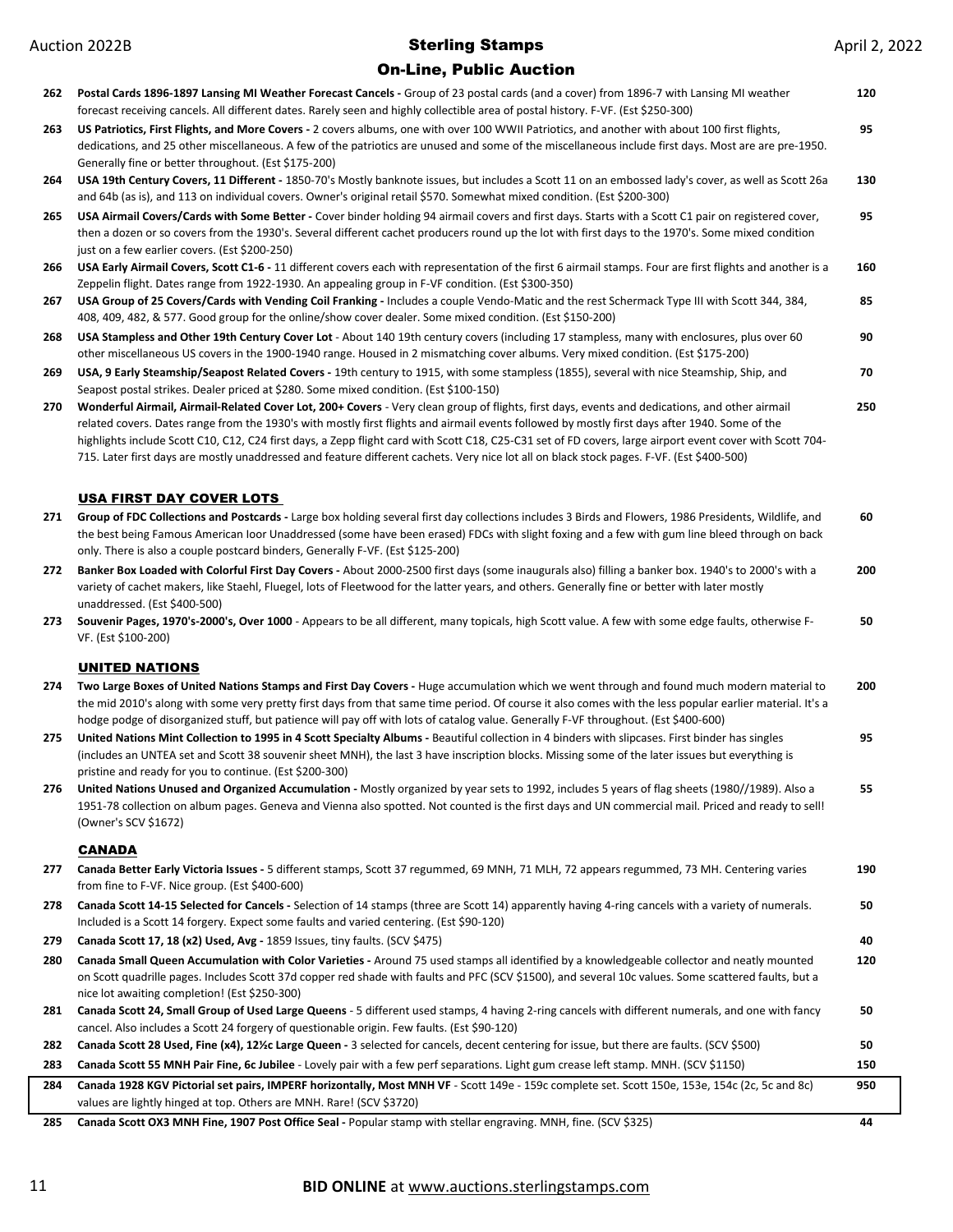| Lot | Description | Price |
|---|---|---|
| 262 | **Postal Cards 1896-1897 Lansing MI Weather Forecast Cancels -** Group of 23 postal cards (and a cover) from 1896-7 with Lansing MI weather forecast receiving cancels. All different dates. Rarely seen and highly collectible area of postal history. F-VF. (Est $250-300) | 120 |
| 263 | **US Patriotics, First Flights, and More Covers -** 2 covers albums, one with over 100 WWII Patriotics, and another with about 100 first flights, dedications, and 25 other miscellaneous. A few of the patriotics are unused and some of the miscellaneous include first days. Most are are pre-1950. Generally fine or better throughout. (Est $175-200) | 95 |
| 264 | **USA 19th Century Covers, 11 Different -** 1850-70's Mostly banknote issues, but includes a Scott 11 on an embossed lady's cover, as well as Scott 26a and 64b (as is), and 113 on individual covers. Owner's original retail $570. Somewhat mixed condition. (Est $200-300) | 130 |
| 265 | **USA Airmail Covers/Cards with Some Better -** Cover binder holding 94 airmail covers and first days. Starts with a Scott C1 pair on registered cover, then a dozen or so covers from the 1930's. Several different cachet producers round up the lot with first days to the 1970's. Some mixed condition just on a few earlier covers. (Est $200-250) | 95 |
| 266 | **USA Early Airmail Covers, Scott C1-6 -** 11 different covers each with representation of the first 6 airmail stamps. Four are first flights and another is a Zeppelin flight. Dates range from 1922-1930. An appealing group in F-VF condition. (Est $300-350) | 160 |
| 267 | **USA Group of 25 Covers/Cards with Vending Coil Franking -** Includes a couple Vendo-Matic and the rest Schermack Type III with Scott 344, 384, 408, 409, 482, & 577. Good group for the online/show cover dealer. Some mixed condition. (Est $150-200) | 85 |
| 268 | **USA Stampless and Other 19th Century Cover Lot** - About 140 19th century covers (including 17 stampless, many with enclosures, plus over 60 other miscellaneous US covers in the 1900-1940 range. Housed in 2 mismatching cover albums. Very mixed condition. (Est $175-200) | 90 |
| 269 | **USA, 9 Early Steamship/Seapost Related Covers -** 19th century to 1915, with some stampless (1855), several with nice Steamship, Ship, and Seapost postal strikes. Dealer priced at $280. Some mixed condition. (Est $100-150) | 70 |
| 270 | **Wonderful Airmail, Airmail-Related Cover Lot, 200+ Covers** - Very clean group of flights, first days, events and dedications, and other airmail related covers. Dates range from the 1930's with mostly first flights and airmail events followed by mostly first days after 1940. Some of the highlights include Scott C10, C12, C24 first days, a Zepp flight card with Scott C18, C25-C31 set of FD covers, large airport event cover with Scott 704-715. Later first days are mostly unaddressed and feature different cachets. Very nice lot all on black stock pages. F-VF. (Est $400-500) | 250 |

## USA FIRST DAY COVER LOTS

| Lot | Description | Price |
|---|---|---|
| 271 | **Group of FDC Collections and Postcards -** Large box holding several first day collections includes 3 Birds and Flowers, 1986 Presidents, Wildlife, and the best being Famous American Ioor Unaddressed (some have been erased) FDCs with slight foxing and a few with gum line bleed through on back only. There is also a couple postcard binders, Generally F-VF. (Est $125-200) | 60 |
| 272 | **Banker Box Loaded with Colorful First Day Covers -** About 2000-2500 first days (some inaugurals also) filling a banker box. 1940's to 2000's with a variety of cachet makers, like Staehl, Fluegel, lots of Fleetwood for the latter years, and others. Generally fine or better with later mostly unaddressed. (Est $400-500) | 200 |
| 273 | **Souvenir Pages, 1970's-2000's, Over 1000** - Appears to be all different, many topicals, high Scott value. A few with some edge faults, otherwise F-VF. (Est $100-200) | 50 |

## UNITED NATIONS

| Lot | Description | Price |
|---|---|---|
| 274 | **Two Large Boxes of United Nations Stamps and First Day Covers -** Huge accumulation which we went through and found much modern material to the mid 2010's along with some very pretty first days from that same time period. Of course it also comes with the less popular earlier material. It's a hodge podge of disorganized stuff, but patience will pay off with lots of catalog value. Generally F-VF throughout. (Est $400-600) | 200 |
| 275 | **United Nations Mint Collection to 1995 in 4 Scott Specialty Albums -** Beautiful collection in 4 binders with slipcases. First binder has singles (includes an UNTEA set and Scott 38 souvenir sheet MNH), the last 3 have inscription blocks. Missing some of the later issues but everything is pristine and ready for you to continue. (Est $200-300) | 95 |
| 276 | **United Nations Unused and Organized Accumulation -** Mostly organized by year sets to 1992, includes 5 years of flag sheets (1980//1989). Also a 1951-78 collection on album pages. Geneva and Vienna also spotted. Not counted is the first days and UN commercial mail. Priced and ready to sell! (Owner's SCV $1672) | 55 |

## CANADA

| Lot | Description | Price |
|---|---|---|
| 277 | **Canada Better Early Victoria Issues -** 5 different stamps, Scott 37 regummed, 69 MNH, 71 MLH, 72 appears regummed, 73 MH. Centering varies from fine to F-VF. Nice group. (Est $400-600) | 190 |
| 278 | **Canada Scott 14-15 Selected for Cancels -** Selection of 14 stamps (three are Scott 14) apparently having 4-ring cancels with a variety of numerals. Included is a Scott 14 forgery. Expect some faults and varied centering. (Est $90-120) | 50 |
| 279 | **Canada Scott 17, 18 (x2) Used, Avg -** 1859 Issues, tiny faults. (SCV $475) | 40 |
| 280 | **Canada Small Queen Accumulation with Color Varieties -** Around 75 used stamps all identified by a knowledgeable collector and neatly mounted on Scott quadrille pages. Includes Scott 37d copper red shade with faults and PFC (SCV $1500), and several 10c values. Some scattered faults, but a nice lot awaiting completion! (Est $250-300) | 120 |
| 281 | **Canada Scott 24, Small Group of Used Large Queens** - 5 different used stamps, 4 having 2-ring cancels with different numerals, and one with fancy cancel. Also includes a Scott 24 forgery of questionable origin. Few faults. (Est $90-120) | 50 |
| 282 | **Canada Scott 28 Used, Fine (x4), 12½c Large Queen -** 3 selected for cancels, decent centering for issue, but there are faults. (SCV $500) | 50 |
| 283 | **Canada Scott 55 MNH Pair Fine, 6c Jubilee** - Lovely pair with a few perf separations. Light gum crease left stamp. MNH. (SCV $1150) | 150 |
| 284 | **Canada 1928 KGV Pictorial set pairs, IMPERF horizontally, Most MNH VF** - Scott 149e - 159c complete set. Scott 150e, 153e, 154c (2c, 5c and 8c) values are lightly hinged at top. Others are MNH. Rare! (SCV $3720) | 950 |
| 285 | **Canada Scott OX3 MNH Fine, 1907 Post Office Seal -** Popular stamp with stellar engraving. MNH, fine. (SCV $325) | 44 |

**BID ONLINE** at www.auctions.sterlingstamps.com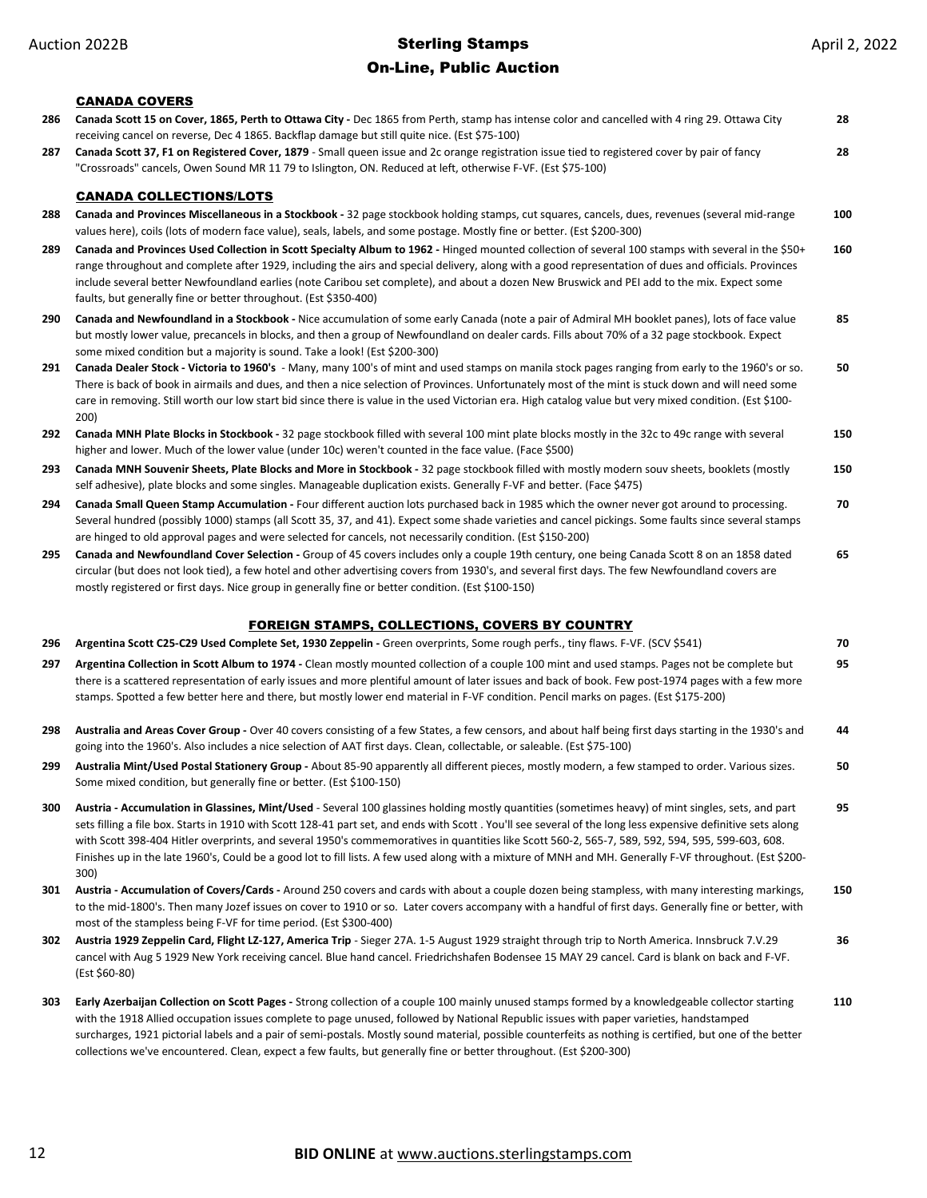## CANADA COVERS

**286** **Canada Scott 15 on Cover, 1865, Perth to Ottawa City -** Dec 1865 from Perth, stamp has intense color and cancelled with 4 ring 29. Ottawa City receiving cancel on reverse, Dec 4 1865. Backflap damage but still quite nice. (Est $75-100) **28**

**287** **Canada Scott 37, F1 on Registered Cover, 1879** - Small queen issue and 2c orange registration issue tied to registered cover by pair of fancy "Crossroads" cancels, Owen Sound MR 11 79 to Islington, ON. Reduced at left, otherwise F-VF. (Est $75-100) **28**

## CANADA COLLECTIONS/LOTS

**288** **Canada and Provinces Miscellaneous in a Stockbook -** 32 page stockbook holding stamps, cut squares, cancels, dues, revenues (several mid-range values here), coils (lots of modern face value), seals, labels, and some postage. Mostly fine or better. (Est $200-300) **100**

**289** **Canada and Provinces Used Collection in Scott Specialty Album to 1962 -** Hinged mounted collection of several 100 stamps with several in the $50+ range throughout and complete after 1929, including the airs and special delivery, along with a good representation of dues and officials. Provinces include several better Newfoundland earlies (note Caribou set complete), and about a dozen New Bruswick and PEI add to the mix. Expect some faults, but generally fine or better throughout. (Est $350-400) **160**

**290** **Canada and Newfoundland in a Stockbook -** Nice accumulation of some early Canada (note a pair of Admiral MH booklet panes), lots of face value but mostly lower value, precancels in blocks, and then a group of Newfoundland on dealer cards. Fills about 70% of a 32 page stockbook. Expect some mixed condition but a majority is sound. Take a look! (Est $200-300) **85**

**291** **Canada Dealer Stock - Victoria to 1960's** - Many, many 100's of mint and used stamps on manila stock pages ranging from early to the 1960's or so. There is back of book in airmails and dues, and then a nice selection of Provinces. Unfortunately most of the mint is stuck down and will need some care in removing. Still worth our low start bid since there is value in the used Victorian era. High catalog value but very mixed condition. (Est $100-200) **50**

**292** **Canada MNH Plate Blocks in Stockbook -** 32 page stockbook filled with several 100 mint plate blocks mostly in the 32c to 49c range with several higher and lower. Much of the lower value (under 10c) weren't counted in the face value. (Face $500) **150**

**293** **Canada MNH Souvenir Sheets, Plate Blocks and More in Stockbook -** 32 page stockbook filled with mostly modern souv sheets, booklets (mostly self adhesive), plate blocks and some singles. Manageable duplication exists. Generally F-VF and better. (Face $475) **150**

**294** **Canada Small Queen Stamp Accumulation -** Four different auction lots purchased back in 1985 which the owner never got around to processing. Several hundred (possibly 1000) stamps (all Scott 35, 37, and 41). Expect some shade varieties and cancel pickings. Some faults since several stamps are hinged to old approval pages and were selected for cancels, not necessarily condition. (Est $150-200) **70**

**295** **Canada and Newfoundland Cover Selection -** Group of 45 covers includes only a couple 19th century, one being Canada Scott 8 on an 1858 dated circular (but does not look tied), a few hotel and other advertising covers from 1930's, and several first days. The few Newfoundland covers are mostly registered or first days. Nice group in generally fine or better condition. (Est $100-150) **65**

## FOREIGN STAMPS, COLLECTIONS, COVERS BY COUNTRY

**296** **Argentina Scott C25-C29 Used Complete Set, 1930 Zeppelin -** Green overprints, Some rough perfs., tiny flaws. F-VF. (SCV $541) **70**

**297** **Argentina Collection in Scott Album to 1974 -** Clean mostly mounted collection of a couple 100 mint and used stamps. Pages not be complete but there is a scattered representation of early issues and more plentiful amount of later issues and back of book. Few post-1974 pages with a few more stamps. Spotted a few better here and there, but mostly lower end material in F-VF condition. Pencil marks on pages. (Est $175-200) **95**

**298** **Australia and Areas Cover Group -** Over 40 covers consisting of a few States, a few censors, and about half being first days starting in the 1930's and going into the 1960's. Also includes a nice selection of AAT first days. Clean, collectable, or saleable. (Est $75-100) **44**

**299** **Australia Mint/Used Postal Stationery Group -** About 85-90 apparently all different pieces, mostly modern, a few stamped to order. Various sizes. Some mixed condition, but generally fine or better. (Est $100-150) **50**

**300** **Austria - Accumulation in Glassines, Mint/Used** - Several 100 glassines holding mostly quantities (sometimes heavy) of mint singles, sets, and part sets filling a file box. Starts in 1910 with Scott 128-41 part set, and ends with Scott . You'll see several of the long less expensive definitive sets along with Scott 398-404 Hitler overprints, and several 1950's commemoratives in quantities like Scott 560-2, 565-7, 589, 592, 594, 595, 599-603, 608. Finishes up in the late 1960's, Could be a good lot to fill lists. A few used along with a mixture of MNH and MH. Generally F-VF throughout. (Est $200-300) **95**

**301** **Austria - Accumulation of Covers/Cards -** Around 250 covers and cards with about a couple dozen being stampless, with many interesting markings, to the mid-1800's. Then many Jozef issues on cover to 1910 or so. Later covers accompany with a handful of first days. Generally fine or better, with most of the stampless being F-VF for time period. (Est $300-400) **150**

**302** **Austria 1929 Zeppelin Card, Flight LZ-127, America Trip** - Sieger 27A. 1-5 August 1929 straight through trip to North America. Innsbruck 7.V.29 cancel with Aug 5 1929 New York receiving cancel. Blue hand cancel. Friedrichshafen Bodensee 15 MAY 29 cancel. Card is blank on back and F-VF. (Est $60-80) **36**

**303** **Early Azerbaijan Collection on Scott Pages -** Strong collection of a couple 100 mainly unused stamps formed by a knowledgeable collector starting with the 1918 Allied occupation issues complete to page unused, followed by National Republic issues with paper varieties, handstamped surcharges, 1921 pictorial labels and a pair of semi-postals. Mostly sound material, possible counterfeits as nothing is certified, but one of the better collections we've encountered. Clean, expect a few faults, but generally fine or better throughout. (Est $200-300) **110**

**BID ONLINE** at www.auctions.sterlingstamps.com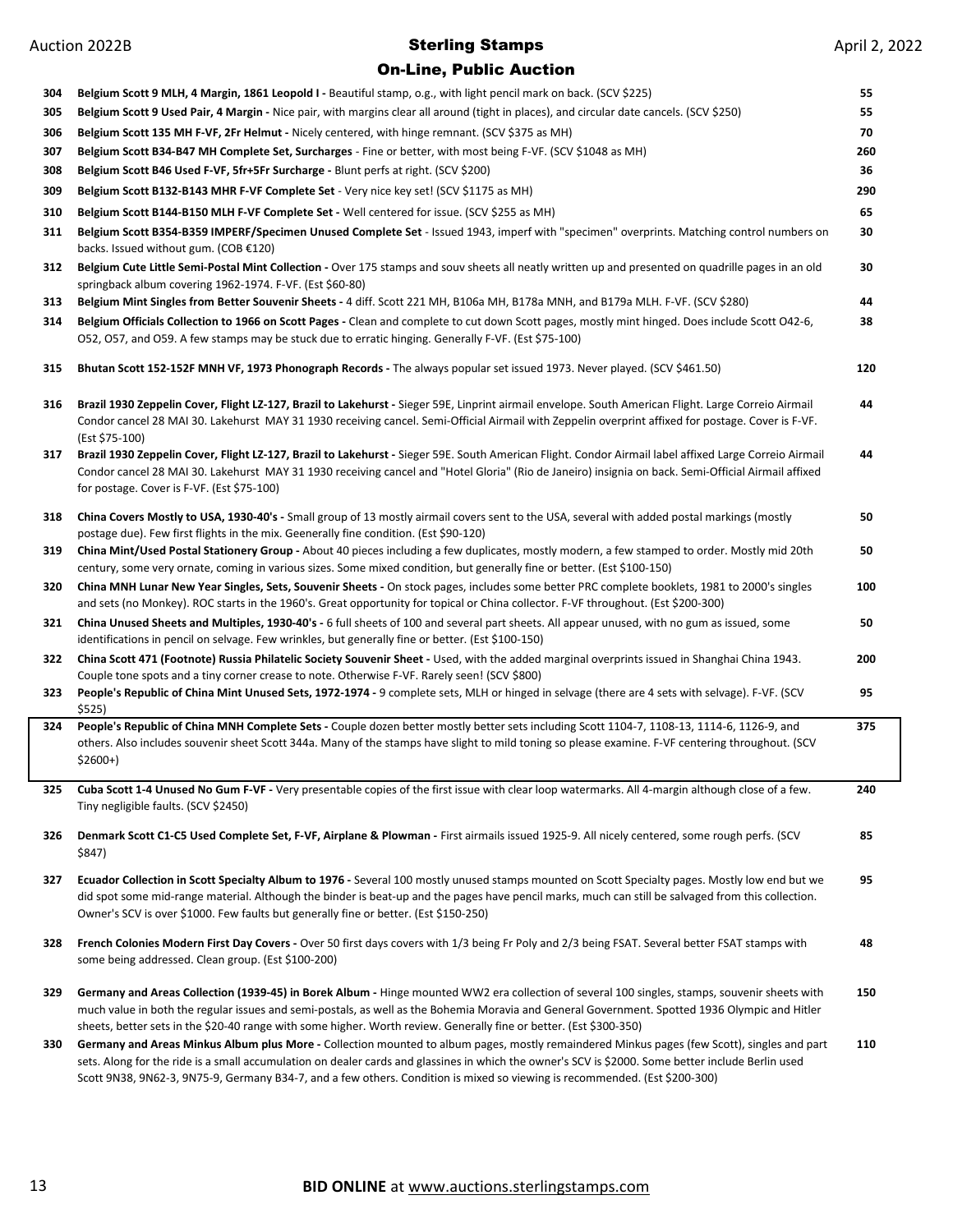| Lot | Description | Price |
|---|---|---|
| 304 | **Belgium Scott 9 MLH, 4 Margin, 1861 Leopold I -** Beautiful stamp, o.g., with light pencil mark on back. (SCV $225) | 55 |
| 305 | **Belgium Scott 9 Used Pair, 4 Margin -** Nice pair, with margins clear all around (tight in places), and circular date cancels. (SCV $250) | 55 |
| 306 | **Belgium Scott 135 MH F-VF, 2Fr Helmut -** Nicely centered, with hinge remnant. (SCV $375 as MH) | 70 |
| 307 | **Belgium Scott B34-B47 MH Complete Set, Surcharges** - Fine or better, with most being F-VF. (SCV $1048 as MH) | 260 |
| 308 | **Belgium Scott B46 Used F-VF, 5fr+5Fr Surcharge -** Blunt perfs at right. (SCV $200) | 36 |
| 309 | **Belgium Scott B132-B143 MHR F-VF Complete Set** - Very nice key set! (SCV $1175 as MH) | 290 |
| 310 | **Belgium Scott B144-B150 MLH F-VF Complete Set -** Well centered for issue. (SCV $255 as MH) | 65 |
| 311 | **Belgium Scott B354-B359 IMPERF/Specimen Unused Complete Set** - Issued 1943, imperf with "specimen" overprints. Matching control numbers on backs. Issued without gum. (COB €120) | 30 |
| 312 | **Belgium Cute Little Semi-Postal Mint Collection -** Over 175 stamps and souv sheets all neatly written up and presented on quadrille pages in an old springback album covering 1962-1974. F-VF. (Est $60-80) | 30 |
| 313 | **Belgium Mint Singles from Better Souvenir Sheets -** 4 diff. Scott 221 MH, B106a MH, B178a MNH, and B179a MLH. F-VF. (SCV $280) | 44 |
| 314 | **Belgium Officials Collection to 1966 on Scott Pages -** Clean and complete to cut down Scott pages, mostly mint hinged. Does include Scott O42-6, O52, O57, and O59. A few stamps may be stuck due to erratic hinging. Generally F-VF. (Est $75-100) | 38 |
| 315 | **Bhutan Scott 152-152F MNH VF, 1973 Phonograph Records -** The always popular set issued 1973. Never played. (SCV $461.50) | 120 |
| 316 | **Brazil 1930 Zeppelin Cover, Flight LZ-127, Brazil to Lakehurst -** Sieger 59E, Linprint airmail envelope. South American Flight. Large Correio Airmail Condor cancel 28 MAI 30. Lakehurst MAY 31 1930 receiving cancel. Semi-Official Airmail with Zeppelin overprint affixed for postage. Cover is F-VF. (Est $75-100) | 44 |
| 317 | **Brazil 1930 Zeppelin Cover, Flight LZ-127, Brazil to Lakehurst -** Sieger 59E. South American Flight. Condor Airmail label affixed Large Correio Airmail Condor cancel 28 MAI 30. Lakehurst MAY 31 1930 receiving cancel and "Hotel Gloria" (Rio de Janeiro) insignia on back. Semi-Official Airmail affixed for postage. Cover is F-VF. (Est $75-100) | 44 |
| 318 | **China Covers Mostly to USA, 1930-40's -** Small group of 13 mostly airmail covers sent to the USA, several with added postal markings (mostly postage due). Few first flights in the mix. Geenerally fine condition. (Est $90-120) | 50 |
| 319 | **China Mint/Used Postal Stationery Group -** About 40 pieces including a few duplicates, mostly modern, a few stamped to order. Mostly mid 20th century, some very ornate, coming in various sizes. Some mixed condition, but generally fine or better. (Est $100-150) | 50 |
| 320 | **China MNH Lunar New Year Singles, Sets, Souvenir Sheets -** On stock pages, includes some better PRC complete booklets, 1981 to 2000's singles and sets (no Monkey). ROC starts in the 1960's. Great opportunity for topical or China collector. F-VF throughout. (Est $200-300) | 100 |
| 321 | **China Unused Sheets and Multiples, 1930-40's -** 6 full sheets of 100 and several part sheets. All appear unused, with no gum as issued, some identifications in pencil on selvage. Few wrinkles, but generally fine or better. (Est $100-150) | 50 |
| 322 | **China Scott 471 (Footnote) Russia Philatelic Society Souvenir Sheet -** Used, with the added marginal overprints issued in Shanghai China 1943. Couple tone spots and a tiny corner crease to note. Otherwise F-VF. Rarely seen! (SCV $800) | 200 |
| 323 | **People's Republic of China Mint Unused Sets, 1972-1974 -** 9 complete sets, MLH or hinged in selvage (there are 4 sets with selvage). F-VF. (SCV $525) | 95 |
| 324 | **People's Republic of China MNH Complete Sets -** Couple dozen better mostly better sets including Scott 1104-7, 1108-13, 1114-6, 1126-9, and others. Also includes souvenir sheet Scott 344a. Many of the stamps have slight to mild toning so please examine. F-VF centering throughout. (SCV $2600+) | 375 |
| 325 | **Cuba Scott 1-4 Unused No Gum F-VF -** Very presentable copies of the first issue with clear loop watermarks. All 4-margin although close of a few. Tiny negligible faults. (SCV $2450) | 240 |
| 326 | **Denmark Scott C1-C5 Used Complete Set, F-VF, Airplane & Plowman -** First airmails issued 1925-9. All nicely centered, some rough perfs. (SCV $847) | 85 |
| 327 | **Ecuador Collection in Scott Specialty Album to 1976 -** Several 100 mostly unused stamps mounted on Scott Specialty pages. Mostly low end but we did spot some mid-range material. Although the binder is beat-up and the pages have pencil marks, much can still be salvaged from this collection. Owner's SCV is over $1000. Few faults but generally fine or better. (Est $150-250) | 95 |
| 328 | **French Colonies Modern First Day Covers -** Over 50 first days covers with 1/3 being Fr Poly and 2/3 being FSAT. Several better FSAT stamps with some being addressed. Clean group. (Est $100-200) | 48 |
| 329 | **Germany and Areas Collection (1939-45) in Borek Album -** Hinge mounted WW2 era collection of several 100 singles, stamps, souvenir sheets with much value in both the regular issues and semi-postals, as well as the Bohemia Moravia and General Government. Spotted 1936 Olympic and Hitler sheets, better sets in the $20-40 range with some higher. Worth review. Generally fine or better. (Est $300-350) | 150 |
| 330 | **Germany and Areas Minkus Album plus More -** Collection mounted to album pages, mostly remaindered Minkus pages (few Scott), singles and part sets. Along for the ride is a small accumulation on dealer cards and glassines in which the owner's SCV is $2000. Some better include Berlin used Scott 9N38, 9N62-3, 9N75-9, Germany B34-7, and a few others. Condition is mixed so viewing is recommended. (Est $200-300) | 110 |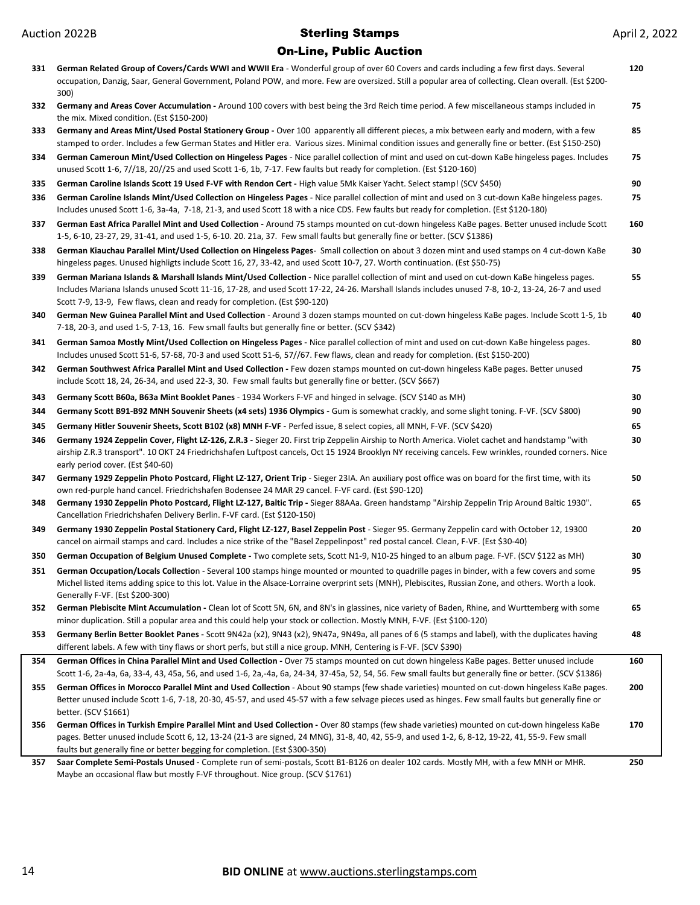| Lot | Description | Price |
|---|---|---|
| 331 | **German Related Group of Covers/Cards WWI and WWII Era** - Wonderful group of over 60 Covers and cards including a few first days. Several occupation, Danzig, Saar, General Government, Poland POW, and more. Few are oversized. Still a popular area of collecting. Clean overall. (Est $200-300) | 120 |
| 332 | **Germany and Areas Cover Accumulation -** Around 100 covers with best being the 3rd Reich time period. A few miscellaneous stamps included in the mix. Mixed condition. (Est $150-200) | 75 |
| 333 | **Germany and Areas Mint/Used Postal Stationery Group -** Over 100 apparently all different pieces, a mix between early and modern, with a few stamped to order. Includes a few German States and Hitler era. Various sizes. Minimal condition issues and generally fine or better. (Est $150-250) | 85 |
| 334 | **German Cameroun Mint/Used Collection on Hingeless Pages** - Nice parallel collection of mint and used on cut-down KaBe hingeless pages. Includes unused Scott 1-6, 7//18, 20//25 and used Scott 1-6, 1b, 7-17. Few faults but ready for completion. (Est $120-160) | 75 |
| 335 | **German Caroline Islands Scott 19 Used F-VF with Rendon Cert -** High value 5Mk Kaiser Yacht. Select stamp! (SCV $450) | 90 |
| 336 | **German Caroline Islands Mint/Used Collection on Hingeless Pages** - Nice parallel collection of mint and used on 3 cut-down KaBe hingeless pages. Includes unused Scott 1-6, 3a-4a, 7-18, 21-3, and used Scott 18 with a nice CDS. Few faults but ready for completion. (Est $120-180) | 75 |
| 337 | **German East Africa Parallel Mint and Used Collection -** Around 75 stamps mounted on cut-down hingeless KaBe pages. Better unused include Scott 1-5, 6-10, 23-27, 29, 31-41, and used 1-5, 6-10. 20. 21a, 37. Few small faults but generally fine or better. (SCV $1386) | 160 |
| 338 | **German Kiauchau Parallel Mint/Used Collection on Hingeless Pages**- Small collection on about 3 dozen mint and used stamps on 4 cut-down KaBe hingeless pages. Unused highligts include Scott 16, 27, 33-42, and used Scott 10-7, 27. Worth continuation. (Est $50-75) | 30 |
| 339 | **German Mariana Islands & Marshall Islands Mint/Used Collection -** Nice parallel collection of mint and used on cut-down KaBe hingeless pages. Includes Mariana Islands unused Scott 11-16, 17-28, and used Scott 17-22, 24-26. Marshall Islands includes unused 7-8, 10-2, 13-24, 26-7 and used Scott 7-9, 13-9, Few flaws, clean and ready for completion. (Est $90-120) | 55 |
| 340 | **German New Guinea Parallel Mint and Used Collection** - Around 3 dozen stamps mounted on cut-down hingeless KaBe pages. Include Scott 1-5, 1b 7-18, 20-3, and used 1-5, 7-13, 16. Few small faults but generally fine or better. (SCV $342) | 40 |
| 341 | **German Samoa Mostly Mint/Used Collection on Hingeless Pages -** Nice parallel collection of mint and used on cut-down KaBe hingeless pages. Includes unused Scott 51-6, 57-68, 70-3 and used Scott 51-6, 57//67. Few flaws, clean and ready for completion. (Est $150-200) | 80 |
| 342 | **German Southwest Africa Parallel Mint and Used Collection -** Few dozen stamps mounted on cut-down hingeless KaBe pages. Better unused include Scott 18, 24, 26-34, and used 22-3, 30. Few small faults but generally fine or better. (SCV $667) | 75 |
| 343 | **Germany Scott B60a, B63a Mint Booklet Panes** - 1934 Workers F-VF and hinged in selvage. (SCV $140 as MH) | 30 |
| 344 | **Germany Scott B91-B92 MNH Souvenir Sheets (x4 sets) 1936 Olympics -** Gum is somewhat crackly, and some slight toning. F-VF. (SCV $800) | 90 |
| 345 | **Germany Hitler Souvenir Sheets, Scott B102 (x8) MNH F-VF -** Perfed issue, 8 select copies, all MNH, F-VF. (SCV $420) | 65 |
| 346 | **Germany 1924 Zeppelin Cover, Flight LZ-126, Z.R.3 -** Sieger 20. First trip Zeppelin Airship to North America. Violet cachet and handstamp "with airship Z.R.3 transport". 10 OKT 24 Friedrichshafen Luftpost cancels, Oct 15 1924 Brooklyn NY receiving cancels. Few wrinkles, rounded corners. Nice early period cover. (Est $40-60) | 30 |
| 347 | **Germany 1929 Zeppelin Photo Postcard, Flight LZ-127, Orient Trip** - Sieger 23IA. An auxiliary post office was on board for the first time, with its own red-purple hand cancel. Friedrichshafen Bodensee 24 MAR 29 cancel. F-VF card. (Est $90-120) | 50 |
| 348 | **Germany 1930 Zeppelin Photo Postcard, Flight LZ-127, Baltic Trip -** Sieger 88AAa. Green handstamp "Airship Zeppelin Trip Around Baltic 1930". Cancellation Friedrichshafen Delivery Berlin. F-VF card. (Est $120-150) | 65 |
| 349 | **Germany 1930 Zeppelin Postal Stationery Card, Flight LZ-127, Basel Zeppelin Post** - Sieger 95. Germany Zeppelin card with October 12, 19300 cancel on airmail stamps and card. Includes a nice strike of the "Basel Zeppelinpost" red postal cancel. Clean, F-VF. (Est $30-40) | 20 |
| 350 | **German Occupation of Belgium Unused Complete -** Two complete sets, Scott N1-9, N10-25 hinged to an album page. F-VF. (SCV $122 as MH) | 30 |
| 351 | **German Occupation/Locals Collectio**n - Several 100 stamps hinge mounted or mounted to quadrille pages in binder, with a few covers and some Michel listed items adding spice to this lot. Value in the Alsace-Lorraine overprint sets (MNH), Plebiscites, Russian Zone, and others. Worth a look. Generally F-VF. (Est $200-300) | 95 |
| 352 | **German Plebiscite Mint Accumulation -** Clean lot of Scott 5N, 6N, and 8N's in glassines, nice variety of Baden, Rhine, and Wurttemberg with some minor duplication. Still a popular area and this could help your stock or collection. Mostly MNH, F-VF. (Est $100-120) | 65 |
| 353 | **Germany Berlin Better Booklet Panes -** Scott 9N42a (x2), 9N43 (x2), 9N47a, 9N49a, all panes of 6 (5 stamps and label), with the duplicates having different labels. A few with tiny flaws or short perfs, but still a nice group. MNH, Centering is F-VF. (SCV $390) | 48 |
| 354 | **German Offices in China Parallel Mint and Used Collection -** Over 75 stamps mounted on cut down hingeless KaBe pages. Better unused include Scott 1-6, 2a-4a, 6a, 33-4, 43, 45a, 56, and used 1-6, 2a,-4a, 6a, 24-34, 37-45a, 52, 54, 56. Few small faults but generally fine or better. (SCV $1386) | 160 |
| 355 | **German Offices in Morocco Parallel Mint and Used Collection** - About 90 stamps (few shade varieties) mounted on cut-down hingeless KaBe pages. Better unused include Scott 1-6, 7-18, 20-30, 45-57, and used 45-57 with a few selvage pieces used as hinges. Few small faults but generally fine or better. (SCV $1661) | 200 |
| 356 | **German Offices in Turkish Empire Parallel Mint and Used Collection -** Over 80 stamps (few shade varieties) mounted on cut-down hingeless KaBe pages. Better unused include Scott 6, 12, 13-24 (21-3 are signed, 24 MNG), 31-8, 40, 42, 55-9, and used 1-2, 6, 8-12, 19-22, 41, 55-9. Few small faults but generally fine or better begging for completion. (Est $300-350) | 170 |
| 357 | **Saar Complete Semi-Postals Unused -** Complete run of semi-postals, Scott B1-B126 on dealer 102 cards. Mostly MH, with a few MNH or MHR. Maybe an occasional flaw but mostly F-VF throughout. Nice group. (SCV $1761) | 250 |

**BID ONLINE** at www.auctions.sterlingstamps.com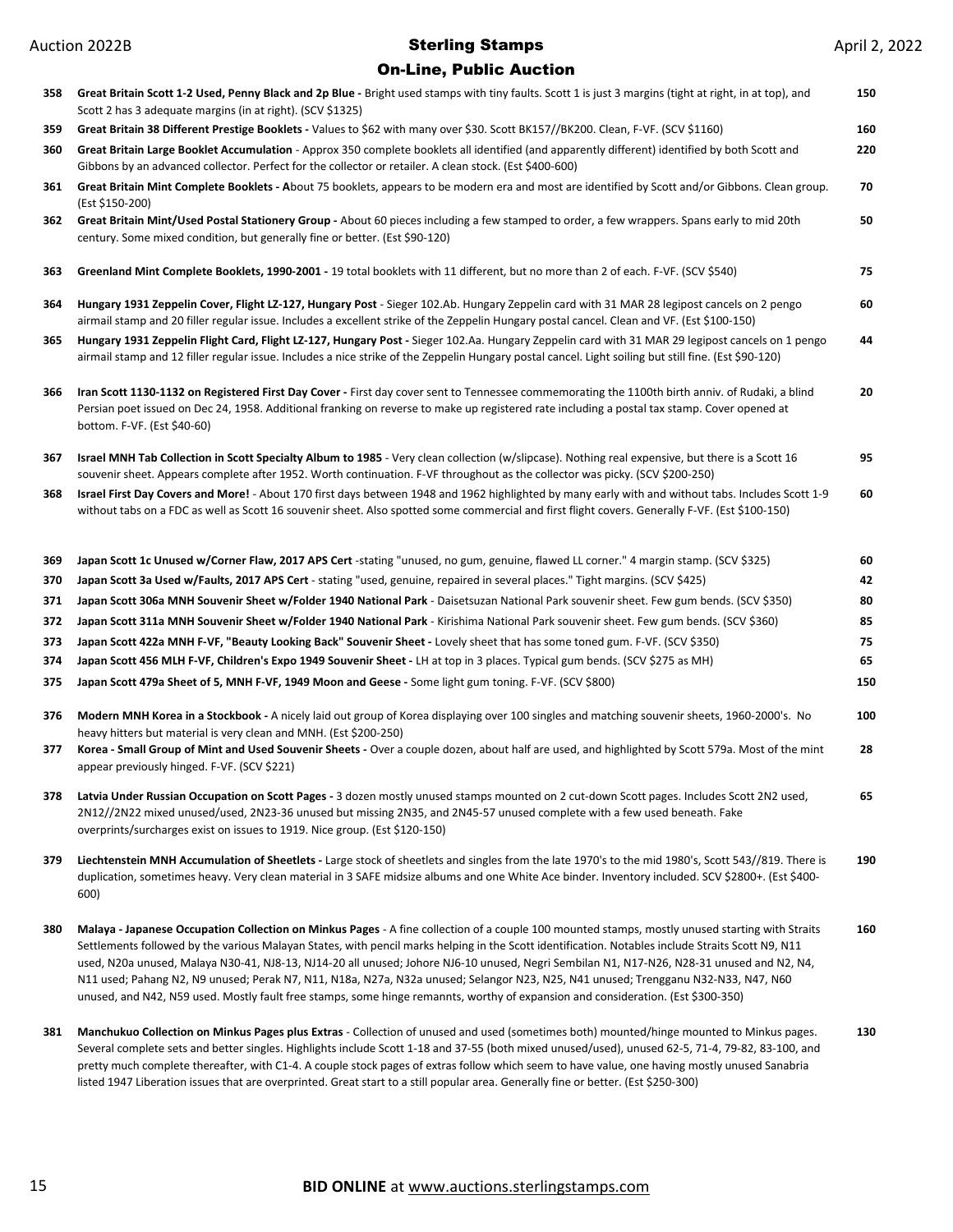| Lot | Description | Opening |
|---|---|---|
| 358 | **Great Britain Scott 1-2 Used, Penny Black and 2p Blue -** Bright used stamps with tiny faults. Scott 1 is just 3 margins (tight at right, in at top), and Scott 2 has 3 adequate margins (in at right). (SCV $1325) | 150 |
| 359 | **Great Britain 38 Different Prestige Booklets -** Values to $62 with many over $30. Scott BK157//BK200. Clean, F-VF. (SCV $1160) | 160 |
| 360 | **Great Britain Large Booklet Accumulation** - Approx 350 complete booklets all identified (and apparently different) identified by both Scott and Gibbons by an advanced collector. Perfect for the collector or retailer. A clean stock. (Est $400-600) | 220 |
| 361 | **Great Britain Mint Complete Booklets - A**bout 75 booklets, appears to be modern era and most are identified by Scott and/or Gibbons. Clean group. (Est $150-200) | 70 |
| 362 | **Great Britain Mint/Used Postal Stationery Group -** About 60 pieces including a few stamped to order, a few wrappers. Spans early to mid 20th century. Some mixed condition, but generally fine or better. (Est $90-120) | 50 |
| 363 | **Greenland Mint Complete Booklets, 1990-2001 -** 19 total booklets with 11 different, but no more than 2 of each. F-VF. (SCV $540) | 75 |
| 364 | **Hungary 1931 Zeppelin Cover, Flight LZ-127, Hungary Post** - Sieger 102.Ab. Hungary Zeppelin card with 31 MAR 28 legipost cancels on 2 pengo airmail stamp and 20 filler regular issue. Includes a excellent strike of the Zeppelin Hungary postal cancel. Clean and VF. (Est $100-150) | 60 |
| 365 | **Hungary 1931 Zeppelin Flight Card, Flight LZ-127, Hungary Post -** Sieger 102.Aa. Hungary Zeppelin card with 31 MAR 29 legipost cancels on 1 pengo airmail stamp and 12 filler regular issue. Includes a nice strike of the Zeppelin Hungary postal cancel. Light soiling but still fine. (Est $90-120) | 44 |
| 366 | **Iran Scott 1130-1132 on Registered First Day Cover -** First day cover sent to Tennessee commemorating the 1100th birth anniv. of Rudaki, a blind Persian poet issued on Dec 24, 1958. Additional franking on reverse to make up registered rate including a postal tax stamp. Cover opened at bottom. F-VF. (Est $40-60) | 20 |
| 367 | **Israel MNH Tab Collection in Scott Specialty Album to 1985** - Very clean collection (w/slipcase). Nothing real expensive, but there is a Scott 16 souvenir sheet. Appears complete after 1952. Worth continuation. F-VF throughout as the collector was picky. (SCV $200-250) | 95 |
| 368 | **Israel First Day Covers and More!** - About 170 first days between 1948 and 1962 highlighted by many early with and without tabs. Includes Scott 1-9 without tabs on a FDC as well as Scott 16 souvenir sheet. Also spotted some commercial and first flight covers. Generally F-VF. (Est $100-150) | 60 |
| 369 | **Japan Scott 1c Unused w/Corner Flaw, 2017 APS Cert** -stating "unused, no gum, genuine, flawed LL corner." 4 margin stamp. (SCV $325) | 60 |
| 370 | **Japan Scott 3a Used w/Faults, 2017 APS Cert** - stating "used, genuine, repaired in several places." Tight margins. (SCV $425) | 42 |
| 371 | **Japan Scott 306a MNH Souvenir Sheet w/Folder 1940 National Park** - Daisetsuzan National Park souvenir sheet. Few gum bends. (SCV $350) | 80 |
| 372 | **Japan Scott 311a MNH Souvenir Sheet w/Folder 1940 National Park** - Kirishima National Park souvenir sheet. Few gum bends. (SCV $360) | 85 |
| 373 | **Japan Scott 422a MNH F-VF, "Beauty Looking Back" Souvenir Sheet -** Lovely sheet that has some toned gum. F-VF. (SCV $350) | 75 |
| 374 | **Japan Scott 456 MLH F-VF, Children's Expo 1949 Souvenir Sheet -** LH at top in 3 places. Typical gum bends. (SCV $275 as MH) | 65 |
| 375 | **Japan Scott 479a Sheet of 5, MNH F-VF, 1949 Moon and Geese -** Some light gum toning. F-VF. (SCV $800) | 150 |
| 376 | **Modern MNH Korea in a Stockbook -** A nicely laid out group of Korea displaying over 100 singles and matching souvenir sheets, 1960-2000's. No heavy hitters but material is very clean and MNH. (Est $200-250) | 100 |
| 377 | **Korea - Small Group of Mint and Used Souvenir Sheets -** Over a couple dozen, about half are used, and highlighted by Scott 579a. Most of the mint appear previously hinged. F-VF. (SCV $221) | 28 |
| 378 | **Latvia Under Russian Occupation on Scott Pages -** 3 dozen mostly unused stamps mounted on 2 cut-down Scott pages. Includes Scott 2N2 used, 2N12//2N22 mixed unused/used, 2N23-36 unused but missing 2N35, and 2N45-57 unused complete with a few used beneath. Fake overprints/surcharges exist on issues to 1919. Nice group. (Est $120-150) | 65 |
| 379 | **Liechtenstein MNH Accumulation of Sheetlets -** Large stock of sheetlets and singles from the late 1970's to the mid 1980's, Scott 543//819. There is duplication, sometimes heavy. Very clean material in 3 SAFE midsize albums and one White Ace binder. Inventory included. SCV $2800+. (Est $400-600) | 190 |
| 380 | **Malaya - Japanese Occupation Collection on Minkus Pages** - A fine collection of a couple 100 mounted stamps, mostly unused starting with Straits Settlements followed by the various Malayan States, with pencil marks helping in the Scott identification. Notables include Straits Scott N9, N11 used, N20a unused, Malaya N30-41, NJ8-13, NJ14-20 all unused; Johore NJ6-10 unused, Negri Sembilan N1, N17-N26, N28-31 unused and N2, N4, N11 used; Pahang N2, N9 unused; Perak N7, N11, N18a, N27a, N32a unused; Selangor N23, N25, N41 unused; Trengganu N32-N33, N47, N60 unused, and N42, N59 used. Mostly fault free stamps, some hinge remannts, worthy of expansion and consideration. (Est $300-350) | 160 |
| 381 | **Manchukuo Collection on Minkus Pages plus Extras** - Collection of unused and used (sometimes both) mounted/hinge mounted to Minkus pages. Several complete sets and better singles. Highlights include Scott 1-18 and 37-55 (both mixed unused/used), unused 62-5, 71-4, 79-82, 83-100, and pretty much complete thereafter, with C1-4. A couple stock pages of extras follow which seem to have value, one having mostly unused Sanabria listed 1947 Liberation issues that are overprinted. Great start to a still popular area. Generally fine or better. (Est $250-300) | 130 |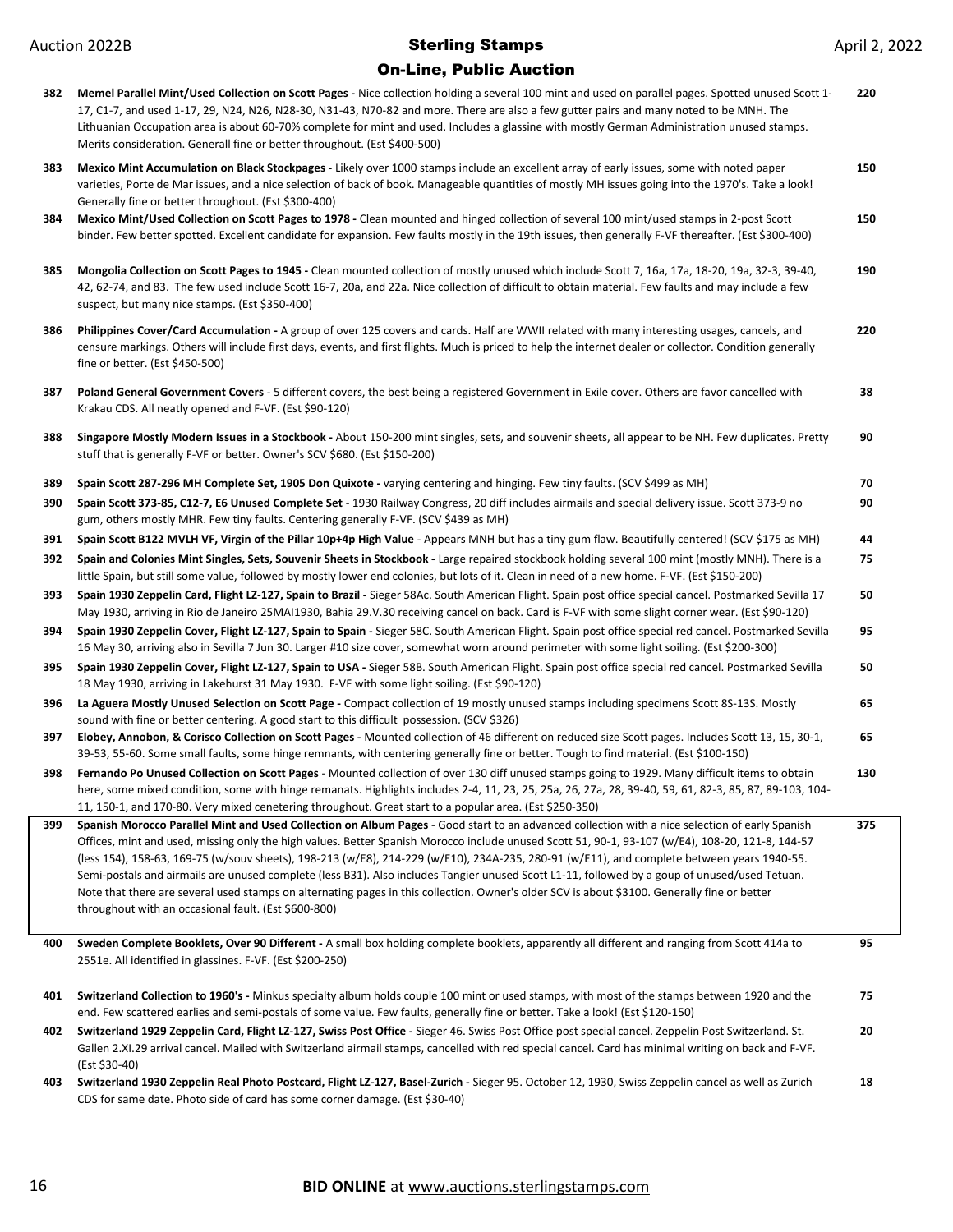**382** **Memel Parallel Mint/Used Collection on Scott Pages -** Nice collection holding a several 100 mint and used on parallel pages. Spotted unused Scott 1-17, C1-7, and used 1-17, 29, N24, N26, N28-30, N31-43, N70-82 and more. There are also a few gutter pairs and many noted to be MNH. The Lithuanian Occupation area is about 60-70% complete for mint and used. Includes a glassine with mostly German Administration unused stamps. Merits consideration. Generall fine or better throughout. (Est $400-500) — **220**

**383** **Mexico Mint Accumulation on Black Stockpages -** Likely over 1000 stamps include an excellent array of early issues, some with noted paper varieties, Porte de Mar issues, and a nice selection of back of book. Manageable quantities of mostly MH issues going into the 1970's. Take a look! Generally fine or better throughout. (Est $300-400) — **150**

**384** **Mexico Mint/Used Collection on Scott Pages to 1978 -** Clean mounted and hinged collection of several 100 mint/used stamps in 2-post Scott binder. Few better spotted. Excellent candidate for expansion. Few faults mostly in the 19th issues, then generally F-VF thereafter. (Est $300-400) — **150**

**385** **Mongolia Collection on Scott Pages to 1945 -** Clean mounted collection of mostly unused which include Scott 7, 16a, 17a, 18-20, 19a, 32-3, 39-40, 42, 62-74, and 83. The few used include Scott 16-7, 20a, and 22a. Nice collection of difficult to obtain material. Few faults and may include a few suspect, but many nice stamps. (Est $350-400) — **190**

**386** **Philippines Cover/Card Accumulation -** A group of over 125 covers and cards. Half are WWII related with many interesting usages, cancels, and censure markings. Others will include first days, events, and first flights. Much is priced to help the internet dealer or collector. Condition generally fine or better. (Est $450-500) — **220**

**387** **Poland General Government Covers** - 5 different covers, the best being a registered Government in Exile cover. Others are favor cancelled with Krakau CDS. All neatly opened and F-VF. (Est $90-120) — **38**

**388** **Singapore Mostly Modern Issues in a Stockbook -** About 150-200 mint singles, sets, and souvenir sheets, all appear to be NH. Few duplicates. Pretty stuff that is generally F-VF or better. Owner's SCV $680. (Est $150-200) — **90**

**389** **Spain Scott 287-296 MH Complete Set, 1905 Don Quixote -** varying centering and hinging. Few tiny faults. (SCV $499 as MH) — **70**

**390** **Spain Scott 373-85, C12-7, E6 Unused Complete Set** - 1930 Railway Congress, 20 diff includes airmails and special delivery issue. Scott 373-9 no gum, others mostly MHR. Few tiny faults. Centering generally F-VF. (SCV $439 as MH) — **90**

**391** **Spain Scott B122 MVLH VF, Virgin of the Pillar 10p+4p High Value** - Appears MNH but has a tiny gum flaw. Beautifully centered! (SCV $175 as MH) — **44**

**392** **Spain and Colonies Mint Singles, Sets, Souvenir Sheets in Stockbook -** Large repaired stockbook holding several 100 mint (mostly MNH). There is a little Spain, but still some value, followed by mostly lower end colonies, but lots of it. Clean in need of a new home. F-VF. (Est $150-200) — **75**

**393** **Spain 1930 Zeppelin Card, Flight LZ-127, Spain to Brazil -** Sieger 58Ac. South American Flight. Spain post office special cancel. Postmarked Sevilla 17 May 1930, arriving in Rio de Janeiro 25MAI1930, Bahia 29.V.30 receiving cancel on back. Card is F-VF with some slight corner wear. (Est $90-120) — **50**

**394** **Spain 1930 Zeppelin Cover, Flight LZ-127, Spain to Spain -** Sieger 58C. South American Flight. Spain post office special red cancel. Postmarked Sevilla 16 May 30, arriving also in Sevilla 7 Jun 30. Larger #10 size cover, somewhat worn around perimeter with some light soiling. (Est $200-300) — **95**

**395** **Spain 1930 Zeppelin Cover, Flight LZ-127, Spain to USA -** Sieger 58B. South American Flight. Spain post office special red cancel. Postmarked Sevilla 18 May 1930, arriving in Lakehurst 31 May 1930. F-VF with some light soiling. (Est $90-120) — **50**

**396** **La Aguera Mostly Unused Selection on Scott Page -** Compact collection of 19 mostly unused stamps including specimens Scott 8S-13S. Mostly sound with fine or better centering. A good start to this difficult possession. (SCV $326) — **65**

**397** **Elobey, Annobon, & Corisco Collection on Scott Pages -** Mounted collection of 46 different on reduced size Scott pages. Includes Scott 13, 15, 30-1, 39-53, 55-60. Some small faults, some hinge remnants, with centering generally fine or better. Tough to find material. (Est $100-150) — **65**

**398** **Fernando Po Unused Collection on Scott Pages** - Mounted collection of over 130 diff unused stamps going to 1929. Many difficult items to obtain here, some mixed condition, some with hinge remanats. Highlights includes 2-4, 11, 23, 25, 25a, 26, 27a, 28, 39-40, 59, 61, 82-3, 85, 87, 89-103, 104-11, 150-1, and 170-80. Very mixed cenetering throughout. Great start to a popular area. (Est $250-350) — **130**

**399** **Spanish Morocco Parallel Mint and Used Collection on Album Pages** - Good start to an advanced collection with a nice selection of early Spanish Offices, mint and used, missing only the high values. Better Spanish Morocco include unused Scott 51, 90-1, 93-107 (w/E4), 108-20, 121-8, 144-57 (less 154), 158-63, 169-75 (w/souv sheets), 198-213 (w/E8), 214-229 (w/E10), 234A-235, 280-91 (w/E11), and complete between years 1940-55. Semi-postals and airmails are unused complete (less B31). Also includes Tangier unused Scott L1-11, followed by a goup of unused/used Tetuan. Note that there are several used stamps on alternating pages in this collection. Owner's older SCV is about $3100. Generally fine or better throughout with an occasional fault. (Est $600-800) — **375**

**400** **Sweden Complete Booklets, Over 90 Different -** A small box holding complete booklets, apparently all different and ranging from Scott 414a to 2551e. All identified in glassines. F-VF. (Est $200-250) — **95**

**401** **Switzerland Collection to 1960's -** Minkus specialty album holds couple 100 mint or used stamps, with most of the stamps between 1920 and the end. Few scattered earlies and semi-postals of some value. Few faults, generally fine or better. Take a look! (Est $120-150) — **75**

**402** **Switzerland 1929 Zeppelin Card, Flight LZ-127, Swiss Post Office -** Sieger 46. Swiss Post Office post special cancel. Zeppelin Post Switzerland. St. Gallen 2.XI.29 arrival cancel. Mailed with Switzerland airmail stamps, cancelled with red special cancel. Card has minimal writing on back and F-VF. (Est $30-40) — **20**

**403** **Switzerland 1930 Zeppelin Real Photo Postcard, Flight LZ-127, Basel-Zurich -** Sieger 95. October 12, 1930, Swiss Zeppelin cancel as well as Zurich CDS for same date. Photo side of card has some corner damage. (Est $30-40) — **18**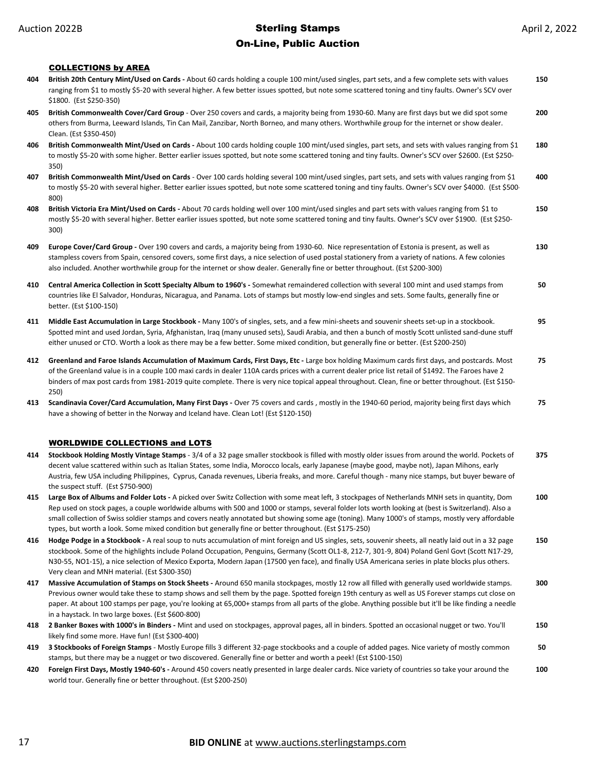## COLLECTIONS by AREA

**404** **British 20th Century Mint/Used on Cards -** About 60 cards holding a couple 100 mint/used singles, part sets, and a few complete sets with values ranging from $1 to mostly $5-20 with several higher. A few better issues spotted, but note some scattered toning and tiny faults. Owner's SCV over $1800. (Est $250-350) **150**

**405** **British Commonwealth Cover/Card Group** - Over 250 covers and cards, a majority being from 1930-60. Many are first days but we did spot some others from Burma, Leeward Islands, Tin Can Mail, Zanzibar, North Borneo, and many others. Worthwhile group for the internet or show dealer. Clean. (Est $350-450) **200**

**406** **British Commonwealth Mint/Used on Cards -** About 100 cards holding couple 100 mint/used singles, part sets, and sets with values ranging from $1 to mostly $5-20 with some higher. Better earlier issues spotted, but note some scattered toning and tiny faults. Owner's SCV over $2600. (Est $250-350) **180**

**407** **British Commonwealth Mint/Used on Cards** - Over 100 cards holding several 100 mint/used singles, part sets, and sets with values ranging from $1 to mostly $5-20 with several higher. Better earlier issues spotted, but note some scattered toning and tiny faults. Owner's SCV over $4000. (Est $500-800) **400**

**408** **British Victoria Era Mint/Used on Cards -** About 70 cards holding well over 100 mint/used singles and part sets with values ranging from $1 to mostly $5-20 with several higher. Better earlier issues spotted, but note some scattered toning and tiny faults. Owner's SCV over $1900. (Est $250-300) **150**

**409** **Europe Cover/Card Group -** Over 190 covers and cards, a majority being from 1930-60. Nice representation of Estonia is present, as well as stampless covers from Spain, censored covers, some first days, a nice selection of used postal stationery from a variety of nations. A few colonies also included. Another worthwhile group for the internet or show dealer. Generally fine or better throughout. (Est $200-300) **130**

**410** **Central America Collection in Scott Specialty Album to 1960's -** Somewhat remaindered collection with several 100 mint and used stamps from countries like El Salvador, Honduras, Nicaragua, and Panama. Lots of stamps but mostly low-end singles and sets. Some faults, generally fine or better. (Est $100-150) **50**

**411** **Middle East Accumulation in Large Stockbook -** Many 100's of singles, sets, and a few mini-sheets and souvenir sheets set-up in a stockbook. Spotted mint and used Jordan, Syria, Afghanistan, Iraq (many unused sets), Saudi Arabia, and then a bunch of mostly Scott unlisted sand-dune stuff either unused or CTO. Worth a look as there may be a few better. Some mixed condition, but generally fine or better. (Est $200-250) **95**

**412** **Greenland and Faroe Islands Accumulation of Maximum Cards, First Days, Etc -** Large box holding Maximum cards first days, and postcards. Most of the Greenland value is in a couple 100 maxi cards in dealer 110A cards prices with a current dealer price list retail of $1492. The Faroes have 2 binders of max post cards from 1981-2019 quite complete. There is very nice topical appeal throughout. Clean, fine or better throughout. (Est $150-250) **75**

**413** **Scandinavia Cover/Card Accumulation, Many First Days -** Over 75 covers and cards , mostly in the 1940-60 period, majority being first days which have a showing of better in the Norway and Iceland have. Clean Lot! (Est $120-150) **75**

## WORLDWIDE COLLECTIONS and LOTS

**414** **Stockbook Holding Mostly Vintage Stamps** - 3/4 of a 32 page smaller stockbook is filled with mostly older issues from around the world. Pockets of decent value scattered within such as Italian States, some India, Morocco locals, early Japanese (maybe good, maybe not), Japan Mihons, early Austria, few USA including Philippines, Cyprus, Canada revenues, Liberia freaks, and more. Careful though - many nice stamps, but buyer beware of the suspect stuff. (Est $750-900) **375**

**415** **Large Box of Albums and Folder Lots -** A picked over Switz Collection with some meat left, 3 stockpages of Netherlands MNH sets in quantity, Dom Rep used on stock pages, a couple worldwide albums with 500 and 1000 or stamps, several folder lots worth looking at (best is Switzerland). Also a small collection of Swiss soldier stamps and covers neatly annotated but showing some age (toning). Many 1000's of stamps, mostly very affordable types, but worth a look. Some mixed condition but generally fine or better throughout. (Est $175-250) **100**

**416** **Hodge Podge in a Stockbook -** A real soup to nuts accumulation of mint foreign and US singles, sets, souvenir sheets, all neatly laid out in a 32 page stockbook. Some of the highlights include Poland Occupation, Penguins, Germany (Scott OL1-8, 212-7, 301-9, 804) Poland Genl Govt (Scott N17-29, N30-55, NO1-15), a nice selection of Mexico Exporta, Modern Japan (17500 yen face), and finally USA Americana series in plate blocks plus others. Very clean and MNH material. (Est $300-350) **150**

**417** **Massive Accumulation of Stamps on Stock Sheets -** Around 650 manila stockpages, mostly 12 row all filled with generally used worldwide stamps. Previous owner would take these to stamp shows and sell them by the page. Spotted foreign 19th century as well as US Forever stamps cut close on paper. At about 100 stamps per page, you're looking at 65,000+ stamps from all parts of the globe. Anything possible but it'll be like finding a needle in a haystack. In two large boxes. (Est $600-800) **300**

**418** **2 Banker Boxes with 1000's in Binders -** Mint and used on stockpages, approval pages, all in binders. Spotted an occasional nugget or two. You'll likely find some more. Have fun! (Est $300-400) **150**

**419** **3 Stockbooks of Foreign Stamps** - Mostly Europe fills 3 different 32-page stockbooks and a couple of added pages. Nice variety of mostly common stamps, but there may be a nugget or two discovered. Generally fine or better and worth a peek! (Est $100-150) **50**

**420** **Foreign First Days, Mostly 1940-60's -** Around 450 covers neatly presented in large dealer cards. Nice variety of countries so take your around the world tour. Generally fine or better throughout. (Est $200-250) **100**

**BID ONLINE** at www.auctions.sterlingstamps.com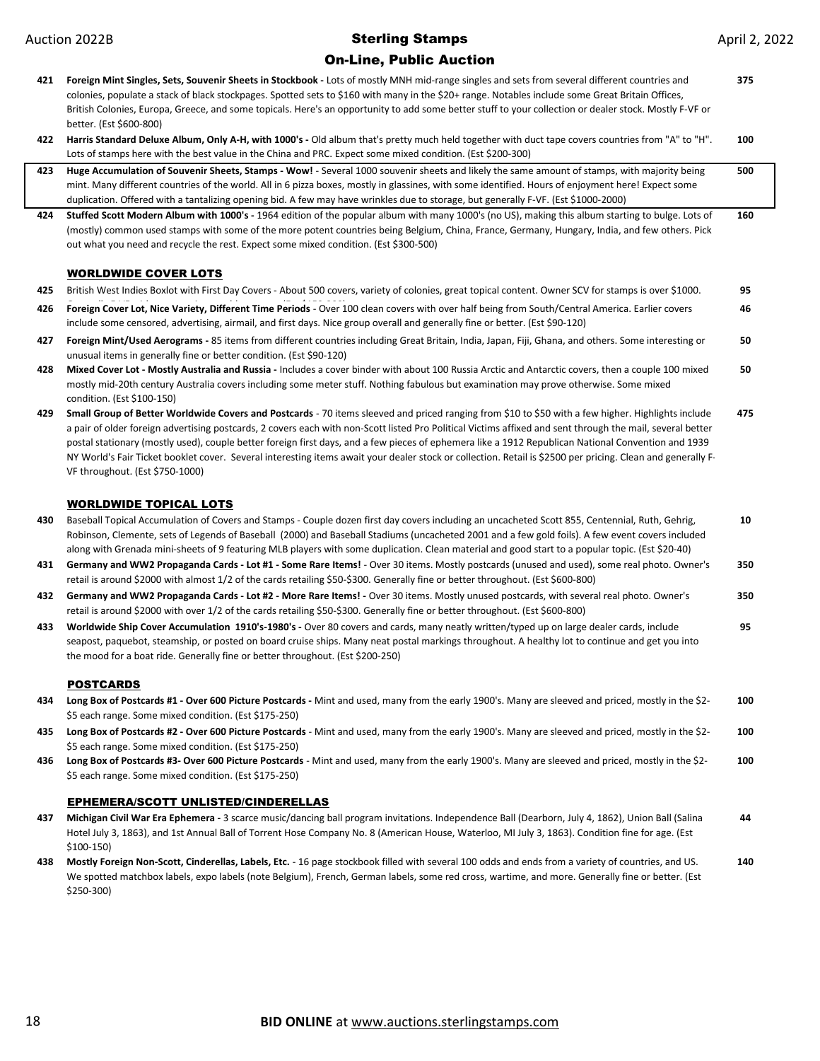**421 Foreign Mint Singles, Sets, Souvenir Sheets in Stockbook -** Lots of mostly MNH mid-range singles and sets from several different countries and colonies, populate a stack of black stockpages. Spotted sets to $160 with many in the $20+ range. Notables include some Great Britain Offices, British Colonies, Europa, Greece, and some topicals. Here's an opportunity to add some better stuff to your collection or dealer stock. Mostly F-VF or better. (Est $600-800) — **375**

**422 Harris Standard Deluxe Album, Only A-H, with 1000's -** Old album that's pretty much held together with duct tape covers countries from "A" to "H". Lots of stamps here with the best value in the China and PRC. Expect some mixed condition. (Est $200-300) — **100**

**423 Huge Accumulation of Souvenir Sheets, Stamps - Wow!** - Several 1000 souvenir sheets and likely the same amount of stamps, with majority being mint. Many different countries of the world. All in 6 pizza boxes, mostly in glassines, with some identified. Hours of enjoyment here! Expect some duplication. Offered with a tantalizing opening bid. A few may have wrinkles due to storage, but generally F-VF. (Est $1000-2000) — **500**

**424 Stuffed Scott Modern Album with 1000's -** 1964 edition of the popular album with many 1000's (no US), making this album starting to bulge. Lots of (mostly) common used stamps with some of the more potent countries being Belgium, China, France, Germany, Hungary, India, and few others. Pick out what you need and recycle the rest. Expect some mixed condition. (Est $300-500) — **160**

## WORLDWIDE COVER LOTS

**425** British West Indies Boxlot with First Day Covers - About 500 covers, variety of colonies, great topical content. Owner SCV for stamps is over $1000. — **95**

**426 Foreign Cover Lot, Nice Variety, Different Time Periods** - Over 100 clean covers with over half being from South/Central America. Earlier covers include some censored, advertising, airmail, and first days. Nice group overall and generally fine or better. (Est $90-120) — **46**

**427 Foreign Mint/Used Aerograms -** 85 items from different countries including Great Britain, India, Japan, Fiji, Ghana, and others. Some interesting or unusual items in generally fine or better condition. (Est $90-120) — **50**

**428 Mixed Cover Lot - Mostly Australia and Russia -** Includes a cover binder with about 100 Russia Arctic and Antarctic covers, then a couple 100 mixed mostly mid-20th century Australia covers including some meter stuff. Nothing fabulous but examination may prove otherwise. Some mixed condition. (Est $100-150) — **50**

**429 Small Group of Better Worldwide Covers and Postcards** - 70 items sleeved and priced ranging from $10 to $50 with a few higher. Highlights include a pair of older foreign advertising postcards, 2 covers each with non-Scott listed Pro Political Victims affixed and sent through the mail, several better postal stationary (mostly used), couple better foreign first days, and a few pieces of ephemera like a 1912 Republican National Convention and 1939 NY World's Fair Ticket booklet cover. Several interesting items await your dealer stock or collection. Retail is $2500 per pricing. Clean and generally F-VF throughout. (Est $750-1000) — **475**

## WORLDWIDE TOPICAL LOTS

**430** Baseball Topical Accumulation of Covers and Stamps - Couple dozen first day covers including an uncacheted Scott 855, Centennial, Ruth, Gehrig, Robinson, Clemente, sets of Legends of Baseball (2000) and Baseball Stadiums (uncacheted 2001 and a few gold foils). A few event covers included along with Grenada mini-sheets of 9 featuring MLB players with some duplication. Clean material and good start to a popular topic. (Est $20-40) — **10**

**431 Germany and WW2 Propaganda Cards - Lot #1 - Some Rare Items!** - Over 30 items. Mostly postcards (unused and used), some real photo. Owner's retail is around $2000 with almost 1/2 of the cards retailing $50-$300. Generally fine or better throughout. (Est $600-800) — **350**

**432 Germany and WW2 Propaganda Cards - Lot #2 - More Rare Items! -** Over 30 items. Mostly unused postcards, with several real photo. Owner's retail is around $2000 with over 1/2 of the cards retailing $50-$300. Generally fine or better throughout. (Est $600-800) — **350**

**433 Worldwide Ship Cover Accumulation 1910's-1980's -** Over 80 covers and cards, many neatly written/typed up on large dealer cards, include seapost, paquebot, steamship, or posted on board cruise ships. Many neat postal markings throughout. A healthy lot to continue and get you into the mood for a boat ride. Generally fine or better throughout. (Est $200-250) — **95**

## POSTCARDS

**434 Long Box of Postcards #1 - Over 600 Picture Postcards -** Mint and used, many from the early 1900's. Many are sleeved and priced, mostly in the $2-$5 each range. Some mixed condition. (Est $175-250) — **100**

**435 Long Box of Postcards #2 - Over 600 Picture Postcards** - Mint and used, many from the early 1900's. Many are sleeved and priced, mostly in the $2-$5 each range. Some mixed condition. (Est $175-250) — **100**

**436 Long Box of Postcards #3- Over 600 Picture Postcards** - Mint and used, many from the early 1900's. Many are sleeved and priced, mostly in the $2-$5 each range. Some mixed condition. (Est $175-250) — **100**

## EPHEMERA/SCOTT UNLISTED/CINDERELLAS

**437 Michigan Civil War Era Ephemera -** 3 scarce music/dancing ball program invitations. Independence Ball (Dearborn, July 4, 1862), Union Ball (Salina Hotel July 3, 1863), and 1st Annual Ball of Torrent Hose Company No. 8 (American House, Waterloo, MI July 3, 1863). Condition fine for age. (Est $100-150) — **44**

**438 Mostly Foreign Non-Scott, Cinderellas, Labels, Etc.** - 16 page stockbook filled with several 100 odds and ends from a variety of countries, and US. We spotted matchbox labels, expo labels (note Belgium), French, German labels, some red cross, wartime, and more. Generally fine or better. (Est $250-300) — **140**

**BID ONLINE** at www.auctions.sterlingstamps.com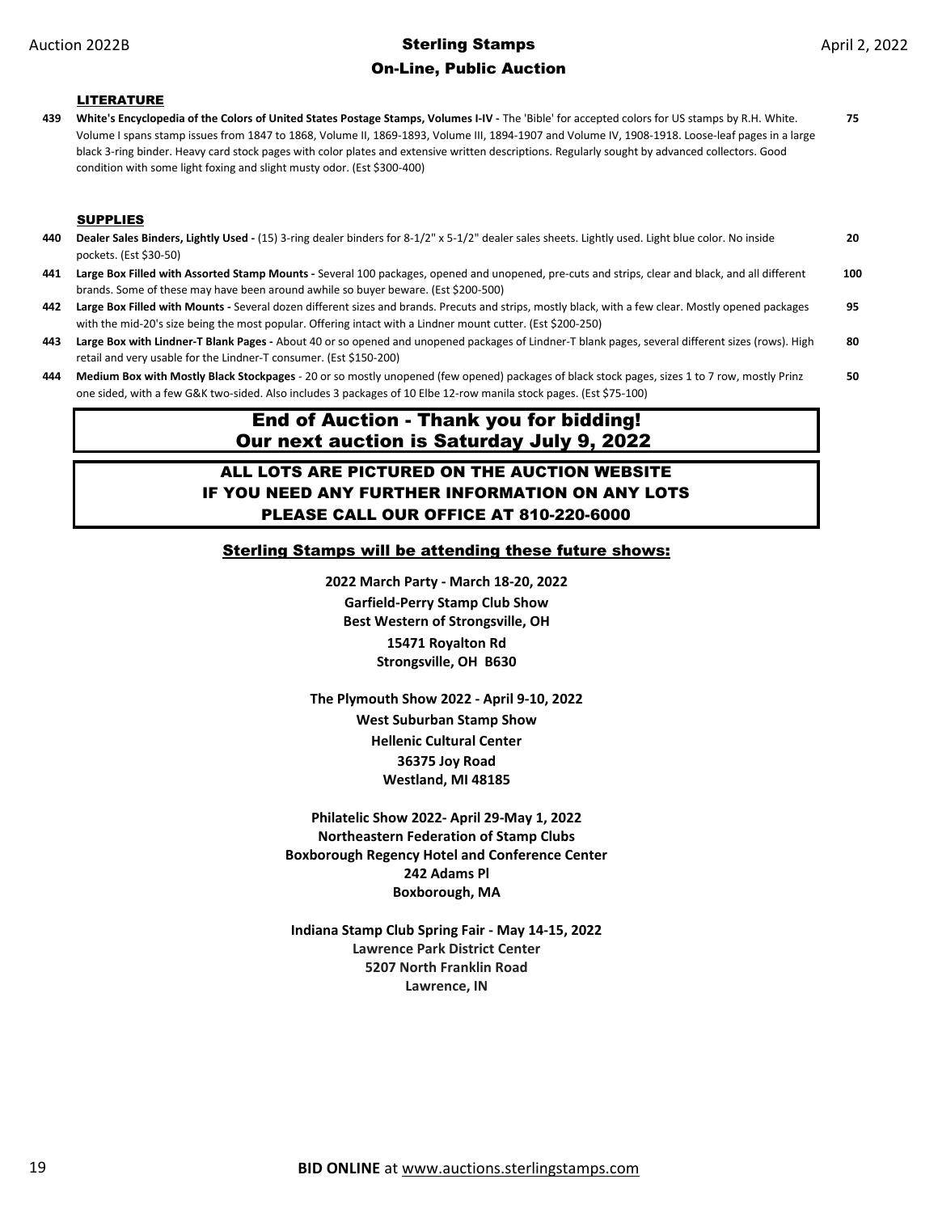## LITERATURE

**439** **White's Encyclopedia of the Colors of United States Postage Stamps, Volumes I-IV -** The 'Bible' for accepted colors for US stamps by R.H. White. Volume I spans stamp issues from 1847 to 1868, Volume II, 1869-1893, Volume III, 1894-1907 and Volume IV, 1908-1918. Loose-leaf pages in a large black 3-ring binder. Heavy card stock pages with color plates and extensive written descriptions. Regularly sought by advanced collectors. Good condition with some light foxing and slight musty odor. (Est $300-400) **75**

## SUPPLIES

**440** **Dealer Sales Binders, Lightly Used -** (15) 3-ring dealer binders for 8-1/2" x 5-1/2" dealer sales sheets. Lightly used. Light blue color. No inside pockets. (Est $30-50) **20**

**441** **Large Box Filled with Assorted Stamp Mounts -** Several 100 packages, opened and unopened, pre-cuts and strips, clear and black, and all different brands. Some of these may have been around awhile so buyer beware. (Est $200-500) **100**

**442** **Large Box Filled with Mounts -** Several dozen different sizes and brands. Precuts and strips, mostly black, with a few clear. Mostly opened packages with the mid-20's size being the most popular. Offering intact with a Lindner mount cutter. (Est $200-250) **95**

**443** **Large Box with Lindner-T Blank Pages -** About 40 or so opened and unopened packages of Lindner-T blank pages, several different sizes (rows). High retail and very usable for the Lindner-T consumer. (Est $150-200) **80**

**444** **Medium Box with Mostly Black Stockpages** - 20 or so mostly unopened (few opened) packages of black stock pages, sizes 1 to 7 row, mostly Prinz one sided, with a few G&K two-sided. Also includes 3 packages of 10 Elbe 12-row manila stock pages. (Est $75-100) **50**

**End of Auction - Thank you for bidding!**
**Our next auction is Saturday July 9, 2022**

**ALL LOTS ARE PICTURED ON THE AUCTION WEBSITE**
**IF YOU NEED ANY FURTHER INFORMATION ON ANY LOTS**
**PLEASE CALL OUR OFFICE AT 810-220-6000**

## Sterling Stamps will be attending these future shows:

**2022 March Party - March 18-20, 2022**
**Garfield-Perry Stamp Club Show**
**Best Western of Strongsville, OH**
**15471 Royalton Rd**
**Strongsville, OH B630**

**The Plymouth Show 2022 - April 9-10, 2022**
**West Suburban Stamp Show**
**Hellenic Cultural Center**
**36375 Joy Road**
**Westland, MI 48185**

**Philatelic Show 2022- April 29-May 1, 2022**
**Northeastern Federation of Stamp Clubs**
**Boxborough Regency Hotel and Conference Center**
**242 Adams Pl**
**Boxborough, MA**

**Indiana Stamp Club Spring Fair - May 14-15, 2022**
**Lawrence Park District Center**
**5207 North Franklin Road**
**Lawrence, IN**